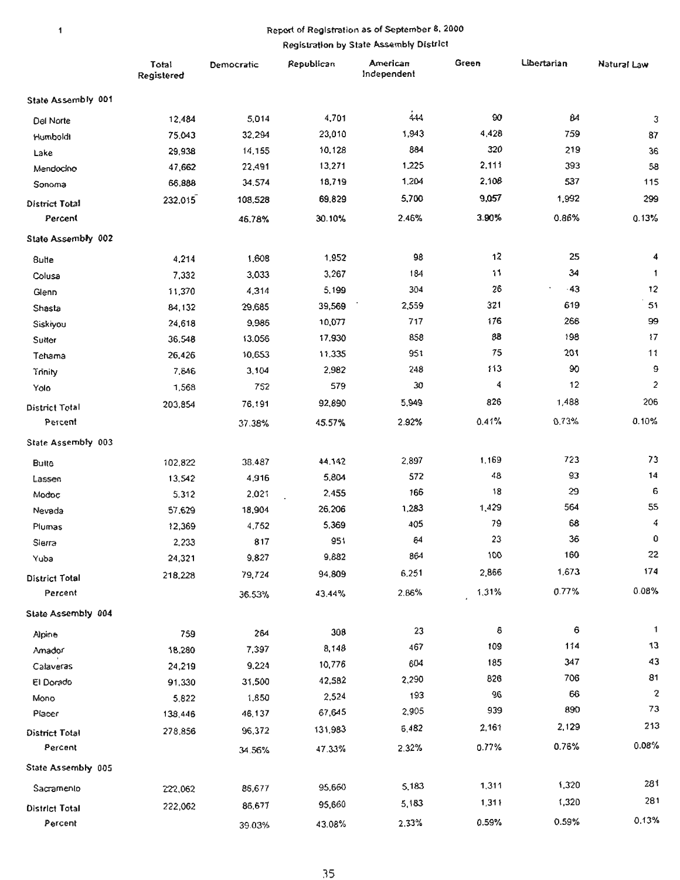# Report of Registration as of September 8, 2000

## Registration by State Assembly District

| | Total Registered | Democratic | Republican | American Independent | Green | Libertarian | Natural Law |
|---|---|---|---|---|---|---|---|
| **State Assembly 001** | | | | | | | |
| Del Norte | 12,484 | 5,014 | 4,701 | 444 | 90 | 84 | 3 |
| Humboldt | 75,043 | 32,294 | 23,010 | 1,943 | 4,428 | 759 | 87 |
| Lake | 29,938 | 14,155 | 10,128 | 884 | 320 | 219 | 36 |
| Mendocino | 47,662 | 22,491 | 13,271 | 1,225 | 2,111 | 393 | 58 |
| Sonoma | 66,888 | 34,574 | 18,719 | 1,204 | 2,108 | 537 | 115 |
| **District Total** | 232,015 | 108,528 | 69,829 | 5,700 | 9,057 | 1,992 | 299 |
| **Percent** | | 46.78% | 30.10% | 2.46% | 3.90% | 0.86% | 0.13% |
| **State Assembly 002** | | | | | | | |
| Butte | 4,214 | 1,608 | 1,952 | 98 | 12 | 25 | 4 |
| Colusa | 7,332 | 3,033 | 3,267 | 184 | 11 | 34 | 1 |
| Glenn | 11,370 | 4,314 | 5,199 | 304 | 26 | 43 | 12 |
| Shasta | 84,132 | 29,685 | 39,569 | 2,559 | 321 | 619 | 51 |
| Siskiyou | 24,618 | 9,986 | 10,077 | 717 | 176 | 266 | 99 |
| Sutter | 36,548 | 13,056 | 17,930 | 858 | 88 | 198 | 17 |
| Tehama | 26,426 | 10,653 | 11,335 | 951 | 75 | 201 | 11 |
| Trinity | 7,846 | 3,104 | 2,982 | 248 | 113 | 90 | 9 |
| Yolo | 1,568 | 752 | 579 | 30 | 4 | 12 | 2 |
| **District Total** | 203,854 | 76,191 | 92,890 | 5,949 | 826 | 1,488 | 206 |
| **Percent** | | 37.38% | 45.57% | 2.92% | 0.41% | 0.73% | 0.10% |
| **State Assembly 003** | | | | | | | |
| Butte | 102,822 | 38,487 | 44,142 | 2,897 | 1,169 | 723 | 73 |
| Lassen | 13,542 | 4,916 | 5,804 | 572 | 48 | 93 | 14 |
| Modoc | 5,312 | 2,021 | 2,455 | 166 | 18 | 29 | 6 |
| Nevada | 57,629 | 18,904 | 26,206 | 1,283 | 1,429 | 564 | 55 |
| Plumas | 12,369 | 4,752 | 5,369 | 405 | 79 | 68 | 4 |
| Sierra | 2,233 | 817 | 951 | 64 | 23 | 36 | 0 |
| Yuba | 24,321 | 9,827 | 9,882 | 864 | 100 | 160 | 22 |
| **District Total** | 218,228 | 79,724 | 94,809 | 6,251 | 2,866 | 1,673 | 174 |
| **Percent** | | 36.53% | 43.44% | 2.86% | 1.31% | 0.77% | 0.08% |
| **State Assembly 004** | | | | | | | |
| Alpine | 759 | 264 | 308 | 23 | 6 | 6 | 1 |
| Amador | 18,280 | 7,397 | 8,148 | 467 | 109 | 114 | 13 |
| Calaveras | 24,219 | 9,224 | 10,776 | 604 | 185 | 347 | 43 |
| El Dorado | 91,330 | 31,500 | 42,582 | 2,290 | 826 | 706 | 81 |
| Mono | 5,822 | 1,850 | 2,524 | 193 | 96 | 66 | 2 |
| Placer | 138,446 | 46,137 | 67,645 | 2,905 | 939 | 890 | 73 |
| **District Total** | 278,856 | 96,372 | 131,983 | 6,482 | 2,161 | 2,129 | 213 |
| **Percent** | | 34.56% | 47.33% | 2.32% | 0.77% | 0.76% | 0.08% |
| **State Assembly 005** | | | | | | | |
| Sacramento | 222,062 | 86,677 | 95,660 | 5,183 | 1,311 | 1,320 | 281 |
| **District Total** | 222,062 | 86,677 | 95,660 | 5,183 | 1,311 | 1,320 | 281 |
| **Percent** | | 39.03% | 43.08% | 2.33% | 0.59% | 0.59% | 0.13% |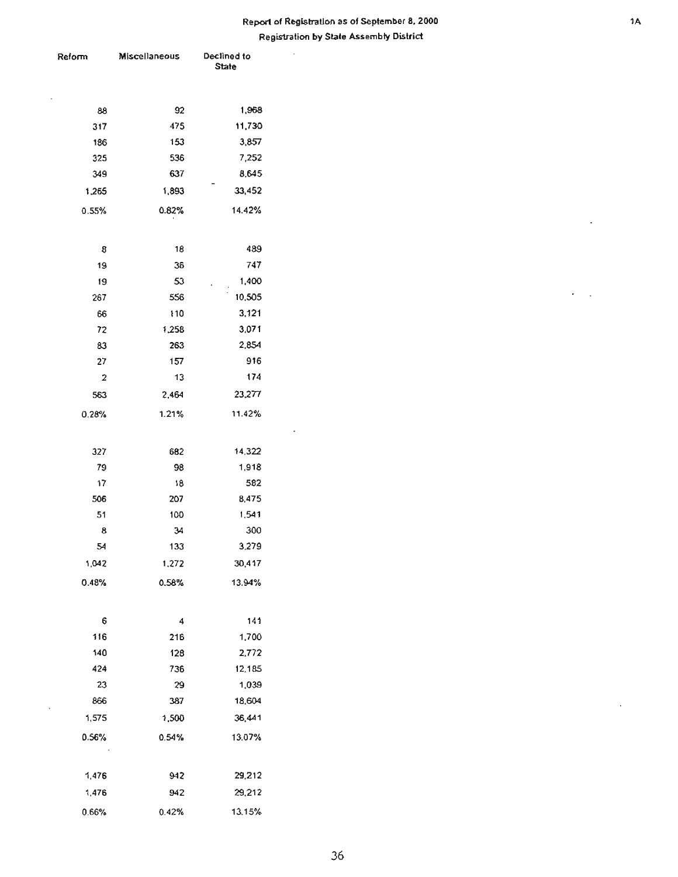# Report of Registration as of September 8, 2000

## Registration by State Assembly District

| Reform | Miscellaneous | Declined to State |
|---|---|---|
| 88 | 92 | 1,968 |
| 317 | 475 | 11,730 |
| 186 | 153 | 3,857 |
| 325 | 536 | 7,252 |
| 349 | 637 | 8,645 |
| 1,265 | 1,893 | 33,452 |
| 0.55% | 0.82% | 14.42% |
| | | |
| 8 | 18 | 489 |
| 19 | 36 | 747 |
| 19 | 53 | 1,400 |
| 267 | 556 | 10,505 |
| 66 | 110 | 3,121 |
| 72 | 1,258 | 3,071 |
| 83 | 263 | 2,854 |
| 27 | 157 | 916 |
| 2 | 13 | 174 |
| 563 | 2,464 | 23,277 |
| 0.28% | 1.21% | 11.42% |
| | | |
| 327 | 682 | 14,322 |
| 79 | 98 | 1,918 |
| 17 | 18 | 582 |
| 506 | 207 | 8,475 |
| 51 | 100 | 1,541 |
| 8 | 34 | 300 |
| 54 | 133 | 3,279 |
| 1,042 | 1,272 | 30,417 |
| 0.48% | 0.58% | 13.94% |
| | | |
| 6 | 4 | 141 |
| 116 | 216 | 1,700 |
| 140 | 128 | 2,772 |
| 424 | 736 | 12,185 |
| 23 | 29 | 1,039 |
| 866 | 387 | 18,604 |
| 1,575 | 1,500 | 36,441 |
| 0.56% | 0.54% | 13.07% |
| | | |
| 1,476 | 942 | 29,212 |
| 1,476 | 942 | 29,212 |
| 0.66% | 0.42% | 13.15% |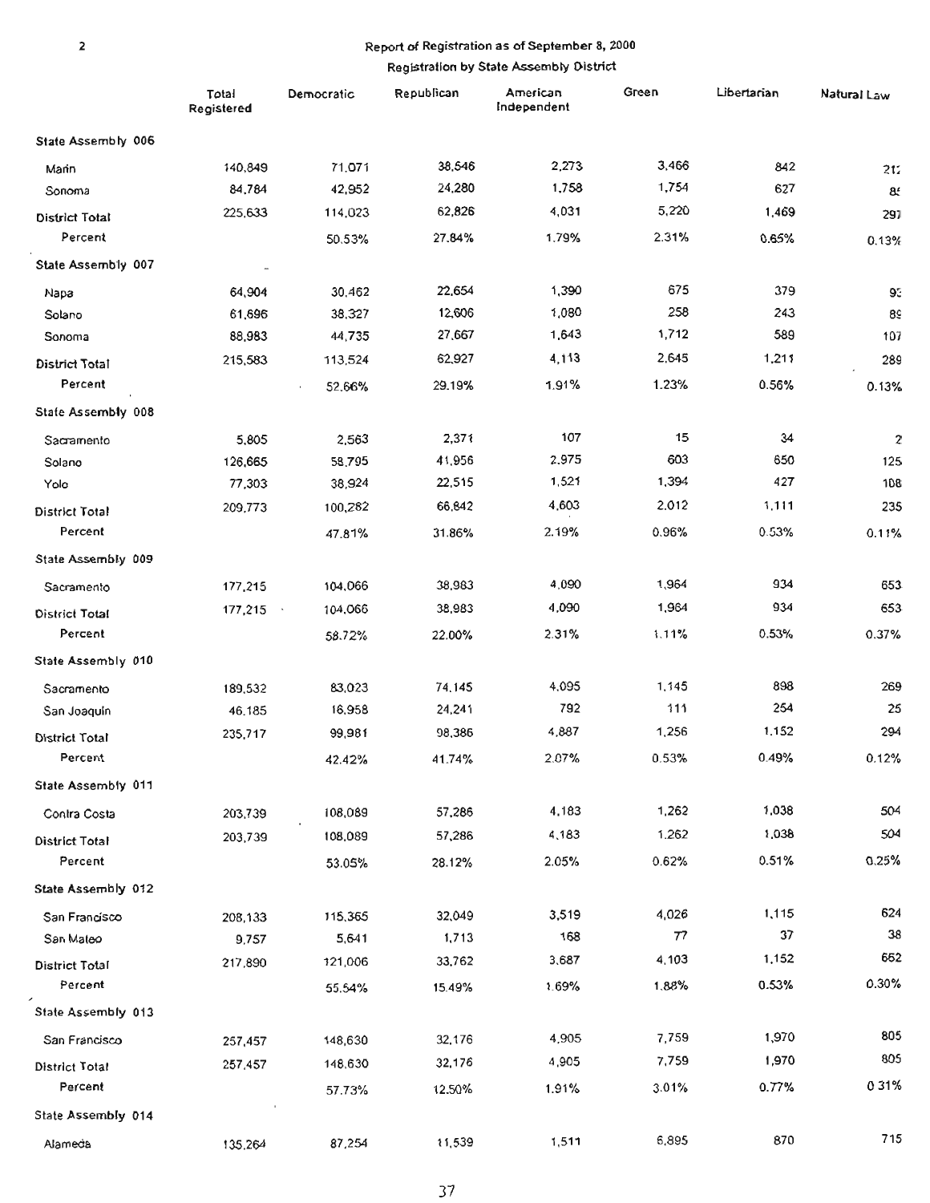Report of Registration as of September 8, 2000

Registration by State Assembly District

| | Total Registered | Democratic | Republican | American Independent | Green | Libertarian | Natural Law |
|---|---|---|---|---|---|---|---|
| **State Assembly 006** | | | | | | | |
| Marin | 140,849 | 71,071 | 38,546 | 2,273 | 3,466 | 842 | 212 |
| Sonoma | 84,784 | 42,952 | 24,280 | 1,758 | 1,754 | 627 | 85 |
| District Total | 225,633 | 114,023 | 62,826 | 4,031 | 5,220 | 1,469 | 297 |
| Percent | | 50.53% | 27.84% | 1.79% | 2.31% | 0.65% | 0.13% |
| **State Assembly 007** | | | | | | | |
| Napa | 64,904 | 30,462 | 22,654 | 1,390 | 675 | 379 | 93 |
| Solano | 61,696 | 38,327 | 12,606 | 1,080 | 258 | 243 | 89 |
| Sonoma | 88,983 | 44,735 | 27,667 | 1,643 | 1,712 | 589 | 107 |
| District Total | 215,583 | 113,524 | 62,927 | 4,113 | 2,645 | 1,211 | 289 |
| Percent | | 52.66% | 29.19% | 1.91% | 1.23% | 0.56% | 0.13% |
| **State Assembly 008** | | | | | | | |
| Sacramento | 5,805 | 2,563 | 2,371 | 107 | 15 | 34 | 2 |
| Solano | 126,665 | 58,795 | 41,956 | 2,975 | 603 | 650 | 125 |
| Yolo | 77,303 | 38,924 | 22,515 | 1,521 | 1,394 | 427 | 108 |
| District Total | 209,773 | 100,282 | 66,842 | 4,603 | 2,012 | 1,111 | 235 |
| Percent | | 47.81% | 31.86% | 2.19% | 0.96% | 0.53% | 0.11% |
| **State Assembly 009** | | | | | | | |
| Sacramento | 177,215 | 104,066 | 38,983 | 4,090 | 1,964 | 934 | 653 |
| District Total | 177,215 | 104,066 | 38,983 | 4,090 | 1,964 | 934 | 653 |
| Percent | | 58.72% | 22.00% | 2.31% | 1.11% | 0.53% | 0.37% |
| **State Assembly 010** | | | | | | | |
| Sacramento | 189,532 | 83,023 | 74,145 | 4,095 | 1,145 | 898 | 269 |
| San Joaquin | 46,185 | 16,958 | 24,241 | 792 | 111 | 254 | 25 |
| District Total | 235,717 | 99,981 | 98,386 | 4,887 | 1,256 | 1,152 | 294 |
| Percent | | 42.42% | 41.74% | 2.07% | 0.53% | 0.49% | 0.12% |
| **State Assembly 011** | | | | | | | |
| Contra Costa | 203,739 | 108,089 | 57,286 | 4,183 | 1,262 | 1,038 | 504 |
| District Total | 203,739 | 108,089 | 57,286 | 4,183 | 1,262 | 1,038 | 504 |
| Percent | | 53.05% | 28.12% | 2.05% | 0.62% | 0.51% | 0.25% |
| **State Assembly 012** | | | | | | | |
| San Francisco | 208,133 | 115,365 | 32,049 | 3,519 | 4,026 | 1,115 | 624 |
| San Mateo | 9,757 | 5,641 | 1,713 | 168 | 77 | 37 | 38 |
| District Total | 217,890 | 121,006 | 33,762 | 3,687 | 4,103 | 1,152 | 662 |
| Percent | | 55.54% | 15.49% | 1.69% | 1.88% | 0.53% | 0.30% |
| **State Assembly 013** | | | | | | | |
| San Francisco | 257,457 | 148,630 | 32,176 | 4,905 | 7,759 | 1,970 | 805 |
| District Total | 257,457 | 148,630 | 32,176 | 4,905 | 7,759 | 1,970 | 805 |
| Percent | | 57.73% | 12.50% | 1.91% | 3.01% | 0.77% | 0.31% |
| **State Assembly 014** | | | | | | | |
| Alameda | 135,264 | 87,254 | 11,539 | 1,511 | 6,895 | 870 | 715 |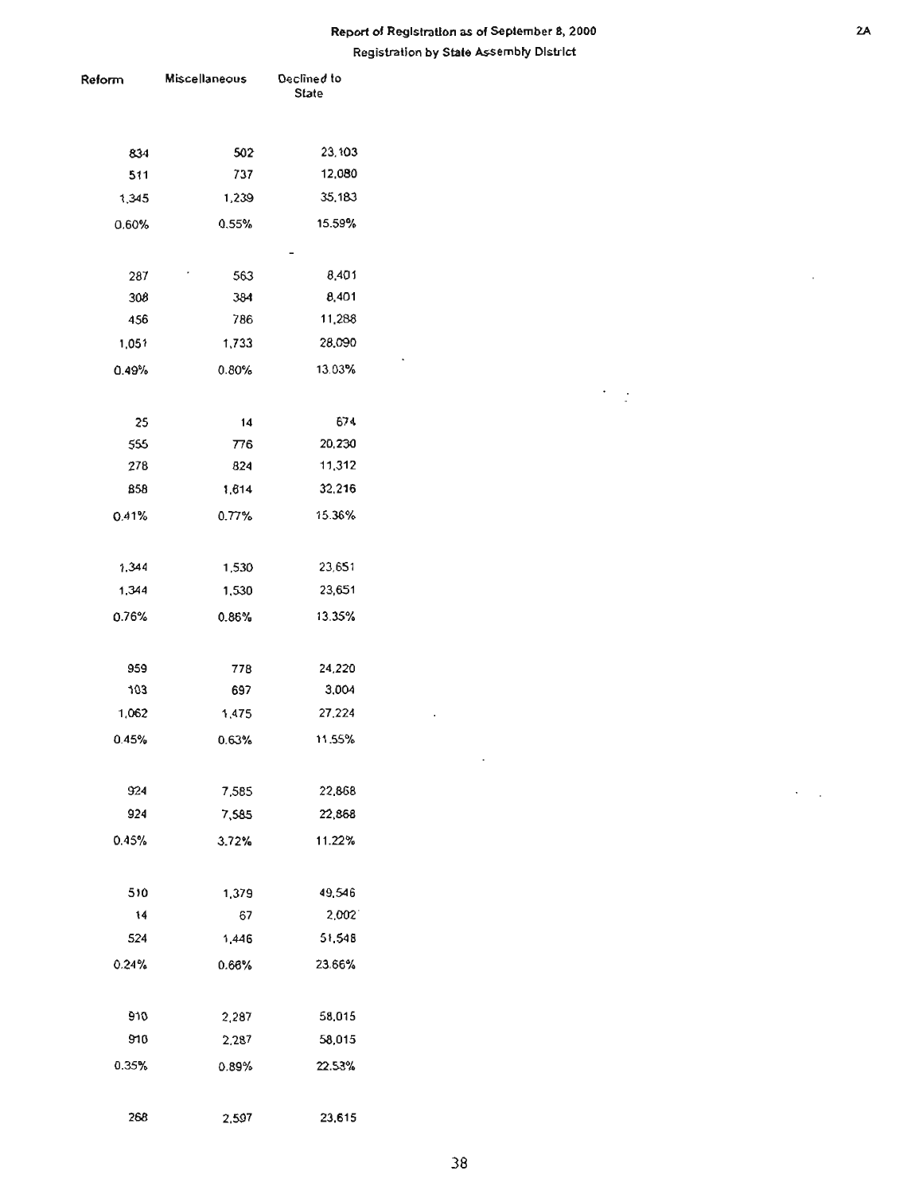## Report of Registration as of September 8, 2000

### Registration by State Assembly District

| Reform | Miscellaneous | Declined to State |
|---|---|---|
| 834 | 502 | 23,103 |
| 511 | 737 | 12,080 |
| 1,345 | 1,239 | 35,183 |
| 0.60% | 0.55% | 15.59% |
| | | - |
| 287 | 563 | 8,401 |
| 308 | 384 | 8,401 |
| 456 | 786 | 11,288 |
| 1,051 | 1,733 | 28,090 |
| 0.49% | 0.80% | 13.03% |
| | | |
| 25 | 14 | 674 |
| 555 | 776 | 20,230 |
| 278 | 824 | 11,312 |
| 858 | 1,614 | 32,216 |
| 0.41% | 0.77% | 15.36% |
| | | |
| 1,344 | 1,530 | 23,651 |
| 1,344 | 1,530 | 23,651 |
| 0.76% | 0.86% | 13.35% |
| | | |
| 959 | 778 | 24,220 |
| 103 | 697 | 3,004 |
| 1,062 | 1,475 | 27,224 |
| 0.45% | 0.63% | 11.55% |
| | | |
| 924 | 7,585 | 22,868 |
| 924 | 7,585 | 22,868 |
| 0.45% | 3.72% | 11.22% |
| | | |
| 510 | 1,379 | 49,546 |
| 14 | 67 | 2,002 |
| 524 | 1,446 | 51,548 |
| 0.24% | 0.66% | 23.66% |
| | | |
| 910 | 2,287 | 58,015 |
| 910 | 2,287 | 58,015 |
| 0.35% | 0.89% | 22.53% |
| | | |
| 268 | 2,597 | 23,615 |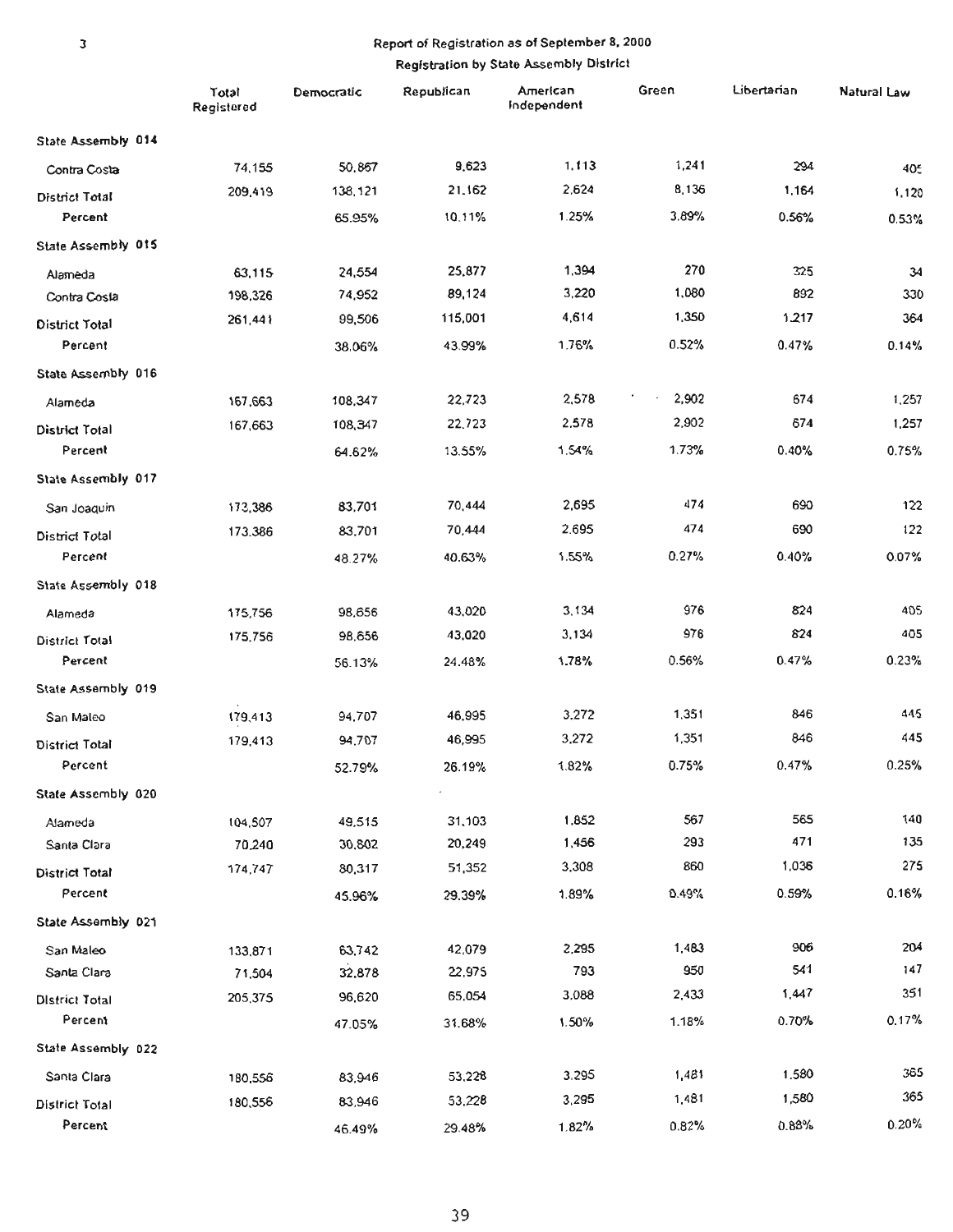# Report of Registration as of September 8, 2000

## Registration by State Assembly District

| | Total Registered | Democratic | Republican | American Independent | Green | Libertarian | Natural Law |
|---|---|---|---|---|---|---|---|
| **State Assembly 014** | | | | | | | |
| Contra Costa | 74,155 | 50,867 | 9,623 | 1,113 | 1,241 | 294 | 405 |
| District Total | 209,419 | 138,121 | 21,162 | 2,624 | 8,136 | 1,164 | 1,120 |
| Percent | | 65.95% | 10.11% | 1.25% | 3.89% | 0.56% | 0.53% |
| **State Assembly 015** | | | | | | | |
| Alameda | 63,115 | 24,554 | 25,877 | 1,394 | 270 | 325 | 34 |
| Contra Costa | 198,326 | 74,952 | 89,124 | 3,220 | 1,080 | 892 | 330 |
| District Total | 261,441 | 99,506 | 115,001 | 4,614 | 1,350 | 1,217 | 364 |
| Percent | | 38.06% | 43.99% | 1.76% | 0.52% | 0.47% | 0.14% |
| **State Assembly 016** | | | | | | | |
| Alameda | 167,663 | 108,347 | 22,723 | 2,578 | 2,902 | 674 | 1,257 |
| District Total | 167,663 | 108,347 | 22,723 | 2,578 | 2,902 | 674 | 1,257 |
| Percent | | 64.62% | 13.55% | 1.54% | 1.73% | 0.40% | 0.75% |
| **State Assembly 017** | | | | | | | |
| San Joaquin | 173,386 | 83,701 | 70,444 | 2,695 | 474 | 690 | 122 |
| District Total | 173,386 | 83,701 | 70,444 | 2,695 | 474 | 690 | 122 |
| Percent | | 48.27% | 40.63% | 1.55% | 0.27% | 0.40% | 0.07% |
| **State Assembly 018** | | | | | | | |
| Alameda | 175,756 | 98,656 | 43,020 | 3,134 | 976 | 824 | 405 |
| District Total | 175,756 | 98,656 | 43,020 | 3,134 | 976 | 824 | 405 |
| Percent | | 56.13% | 24.48% | 1.78% | 0.56% | 0.47% | 0.23% |
| **State Assembly 019** | | | | | | | |
| San Mateo | 179,413 | 94,707 | 46,995 | 3,272 | 1,351 | 846 | 445 |
| District Total | 179,413 | 94,707 | 46,995 | 3,272 | 1,351 | 846 | 445 |
| Percent | | 52.79% | 26.19% | 1.82% | 0.75% | 0.47% | 0.25% |
| **State Assembly 020** | | | | | | | |
| Alameda | 104,507 | 49,515 | 31,103 | 1,852 | 567 | 565 | 140 |
| Santa Clara | 70,240 | 30,802 | 20,249 | 1,456 | 293 | 471 | 135 |
| District Total | 174,747 | 80,317 | 51,352 | 3,308 | 860 | 1,036 | 275 |
| Percent | | 45.96% | 29.39% | 1.89% | 0.49% | 0.59% | 0.16% |
| **State Assembly 021** | | | | | | | |
| San Mateo | 133,871 | 63,742 | 42,079 | 2,295 | 1,483 | 906 | 204 |
| Santa Clara | 71,504 | 32,878 | 22,975 | 793 | 950 | 541 | 147 |
| District Total | 205,375 | 96,620 | 65,054 | 3,088 | 2,433 | 1,447 | 351 |
| Percent | | 47.05% | 31.68% | 1.50% | 1.18% | 0.70% | 0.17% |
| **State Assembly 022** | | | | | | | |
| Santa Clara | 180,556 | 83,946 | 53,228 | 3,295 | 1,481 | 1,580 | 365 |
| District Total | 180,556 | 83,946 | 53,228 | 3,295 | 1,481 | 1,580 | 365 |
| Percent | | 46.49% | 29.48% | 1.82% | 0.82% | 0.88% | 0.20% |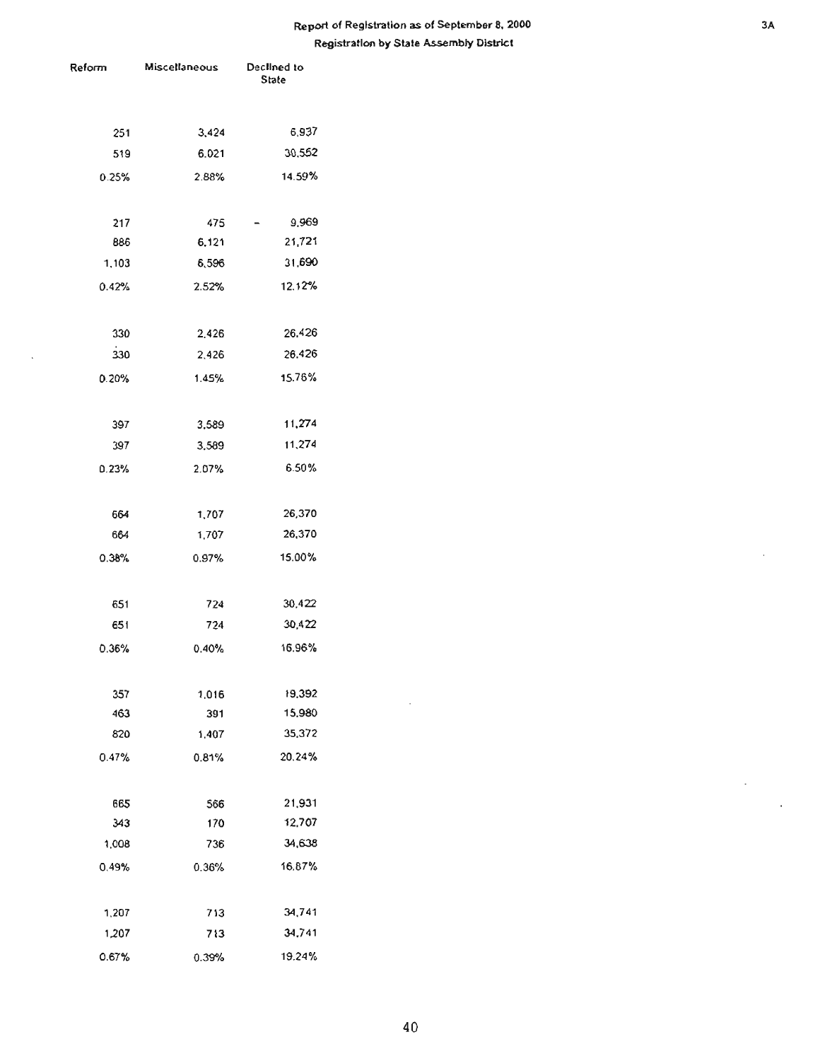Report of Registration as of September 8, 2000

Registration by State Assembly District

| Reform | Miscellaneous | Declined to State |
|---|---|---|
| 251 | 3,424 | 6,937 |
| 519 | 6,021 | 30,552 |
| 0.25% | 2.88% | 14.59% |
| | | |
| 217 | 475 | 9,969 |
| 886 | 6,121 | 21,721 |
| 1,103 | 6,596 | 31,690 |
| 0.42% | 2.52% | 12.12% |
| | | |
| 330 | 2,426 | 26,426 |
| 330 | 2,426 | 26,426 |
| 0.20% | 1.45% | 15.76% |
| | | |
| 397 | 3,589 | 11,274 |
| 397 | 3,589 | 11,274 |
| 0.23% | 2.07% | 6.50% |
| | | |
| 664 | 1,707 | 26,370 |
| 664 | 1,707 | 26,370 |
| 0.38% | 0.97% | 15.00% |
| | | |
| 651 | 724 | 30,422 |
| 651 | 724 | 30,422 |
| 0.36% | 0.40% | 16.96% |
| | | |
| 357 | 1,016 | 19,392 |
| 463 | 391 | 15,980 |
| 820 | 1,407 | 35,372 |
| 0.47% | 0.81% | 20.24% |
| | | |
| 665 | 566 | 21,931 |
| 343 | 170 | 12,707 |
| 1,008 | 736 | 34,638 |
| 0.49% | 0.36% | 16.87% |
| | | |
| 1,207 | 713 | 34,741 |
| 1,207 | 713 | 34,741 |
| 0.67% | 0.39% | 19.24% |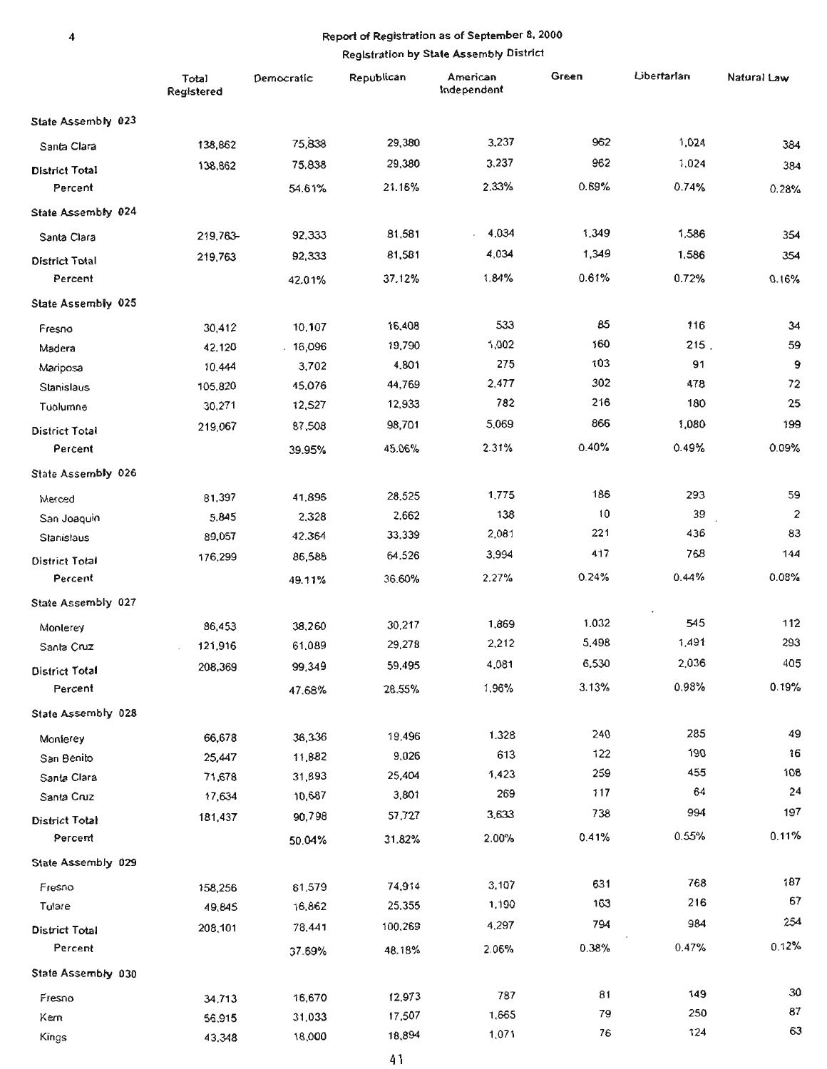## Report of Registration as of September 8, 2000

### Registration by State Assembly District

| | Total Registered | Democratic | Republican | American Independent | Green | Libertarian | Natural Law |
|---|---|---|---|---|---|---|---|
| **State Assembly 023** | | | | | | | |
| Santa Clara | 138,862 | 75,838 | 29,380 | 3,237 | 962 | 1,024 | 384 |
| **District Total** | 138,862 | 75,838 | 29,380 | 3,237 | 962 | 1,024 | 384 |
| Percent | | 54.61% | 21.16% | 2.33% | 0.69% | 0.74% | 0.28% |
| **State Assembly 024** | | | | | | | |
| Santa Clara | 219,763 | 92,333 | 81,581 | 4,034 | 1,349 | 1,586 | 354 |
| **District Total** | 219,763 | 92,333 | 81,581 | 4,034 | 1,349 | 1,586 | 354 |
| Percent | | 42.01% | 37.12% | 1.84% | 0.61% | 0.72% | 0.16% |
| **State Assembly 025** | | | | | | | |
| Fresno | 30,412 | 10,107 | 16,408 | 533 | 85 | 116 | 34 |
| Madera | 42,120 | 16,096 | 19,790 | 1,002 | 160 | 215 | 59 |
| Mariposa | 10,444 | 3,702 | 4,801 | 275 | 103 | 91 | 9 |
| Stanislaus | 105,820 | 45,076 | 44,769 | 2,477 | 302 | 478 | 72 |
| Tuolumne | 30,271 | 12,527 | 12,933 | 782 | 216 | 180 | 25 |
| **District Total** | 219,067 | 87,508 | 98,701 | 5,069 | 866 | 1,080 | 199 |
| Percent | | 39.95% | 45.06% | 2.31% | 0.40% | 0.49% | 0.09% |
| **State Assembly 026** | | | | | | | |
| Merced | 81,397 | 41,896 | 28,525 | 1,775 | 186 | 293 | 59 |
| San Joaquin | 5,845 | 2,328 | 2,662 | 138 | 10 | 39 | 2 |
| Stanislaus | 89,057 | 42,364 | 33,339 | 2,081 | 221 | 436 | 83 |
| **District Total** | 176,299 | 86,588 | 64,526 | 3,994 | 417 | 768 | 144 |
| Percent | | 49.11% | 36.60% | 2.27% | 0.24% | 0.44% | 0.08% |
| **State Assembly 027** | | | | | | | |
| Monterey | 86,453 | 38,260 | 30,217 | 1,869 | 1,032 | 545 | 112 |
| Santa Cruz | 121,916 | 61,089 | 29,278 | 2,212 | 5,498 | 1,491 | 293 |
| **District Total** | 208,369 | 99,349 | 59,495 | 4,081 | 6,530 | 2,036 | 405 |
| Percent | | 47.68% | 28.55% | 1.96% | 3.13% | 0.98% | 0.19% |
| **State Assembly 028** | | | | | | | |
| Monterey | 66,678 | 36,336 | 19,496 | 1,328 | 240 | 285 | 49 |
| San Benito | 25,447 | 11,882 | 9,026 | 613 | 122 | 190 | 16 |
| Santa Clara | 71,678 | 31,893 | 25,404 | 1,423 | 259 | 455 | 108 |
| Santa Cruz | 17,634 | 10,687 | 3,801 | 269 | 117 | 64 | 24 |
| **District Total** | 181,437 | 90,798 | 57,727 | 3,633 | 738 | 994 | 197 |
| Percent | | 50.04% | 31.82% | 2.00% | 0.41% | 0.55% | 0.11% |
| **State Assembly 029** | | | | | | | |
| Fresno | 158,256 | 61,579 | 74,914 | 3,107 | 631 | 768 | 187 |
| Tulare | 49,845 | 16,862 | 25,355 | 1,190 | 163 | 216 | 67 |
| **District Total** | 208,101 | 78,441 | 100,269 | 4,297 | 794 | 984 | 254 |
| Percent | | 37.69% | 48.18% | 2.06% | 0.38% | 0.47% | 0.12% |
| **State Assembly 030** | | | | | | | |
| Fresno | 34,713 | 16,670 | 12,973 | 787 | 81 | 149 | 30 |
| Kern | 56,915 | 31,033 | 17,507 | 1,665 | 79 | 250 | 87 |
| Kings | 43,348 | 18,000 | 18,894 | 1,071 | 76 | 124 | 63 |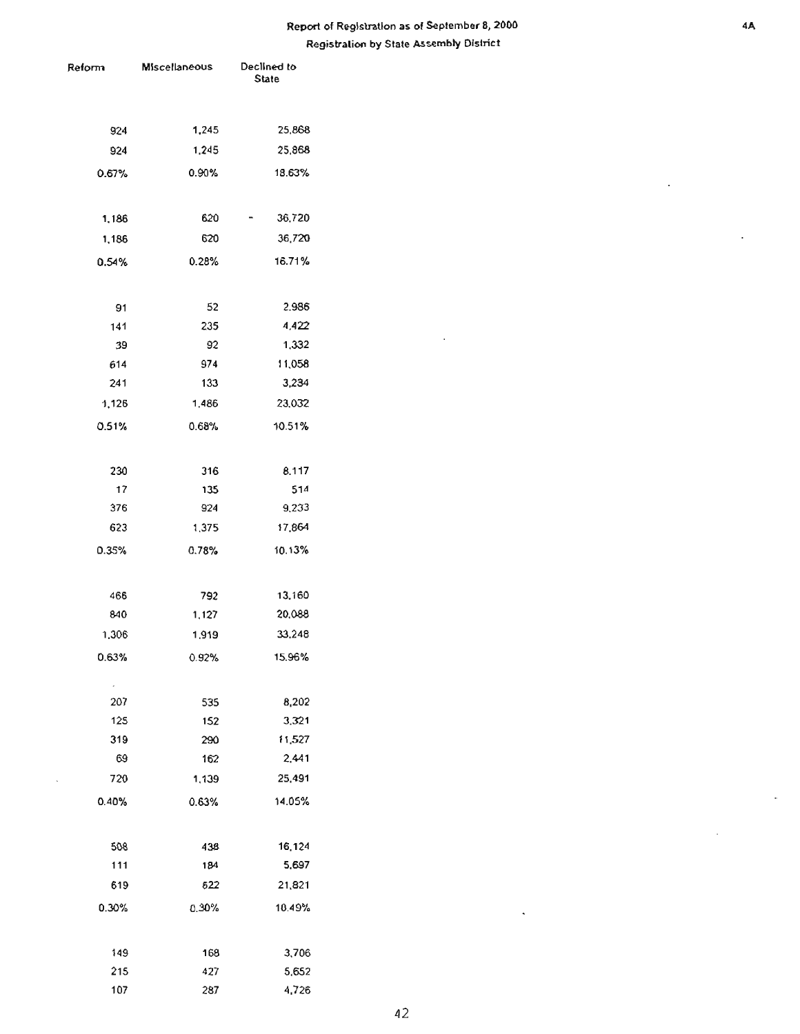Report of Registration as of September 8, 2000

Registration by State Assembly District

| Reform | Miscellaneous | Declined to State |
|---|---|---|
| 924 | 1,245 | 25,868 |
| 924 | 1,245 | 25,868 |
| 0.67% | 0.90% | 18.63% |
| | | |
| 1,186 | 620 | 36,720 |
| 1,186 | 620 | 36,720 |
| 0.54% | 0.28% | 16.71% |
| | | |
| 91 | 52 | 2,986 |
| 141 | 235 | 4,422 |
| 39 | 92 | 1,332 |
| 614 | 974 | 11,058 |
| 241 | 133 | 3,234 |
| 1,126 | 1,486 | 23,032 |
| 0.51% | 0.68% | 10.51% |
| | | |
| 230 | 316 | 8,117 |
| 17 | 135 | 514 |
| 376 | 924 | 9,233 |
| 623 | 1,375 | 17,864 |
| 0.35% | 0.78% | 10.13% |
| | | |
| 466 | 792 | 13,160 |
| 840 | 1,127 | 20,088 |
| 1,306 | 1,919 | 33,248 |
| 0.63% | 0.92% | 15.96% |
| | | |
| 207 | 535 | 8,202 |
| 125 | 152 | 3,321 |
| 319 | 290 | 11,527 |
| 69 | 162 | 2,441 |
| 720 | 1,139 | 25,491 |
| 0.40% | 0.63% | 14.05% |
| | | |
| 508 | 438 | 16,124 |
| 111 | 184 | 5,697 |
| 619 | 622 | 21,821 |
| 0.30% | 0.30% | 10.49% |
| | | |
| 149 | 168 | 3,706 |
| 215 | 427 | 5,652 |
| 107 | 287 | 4,726 |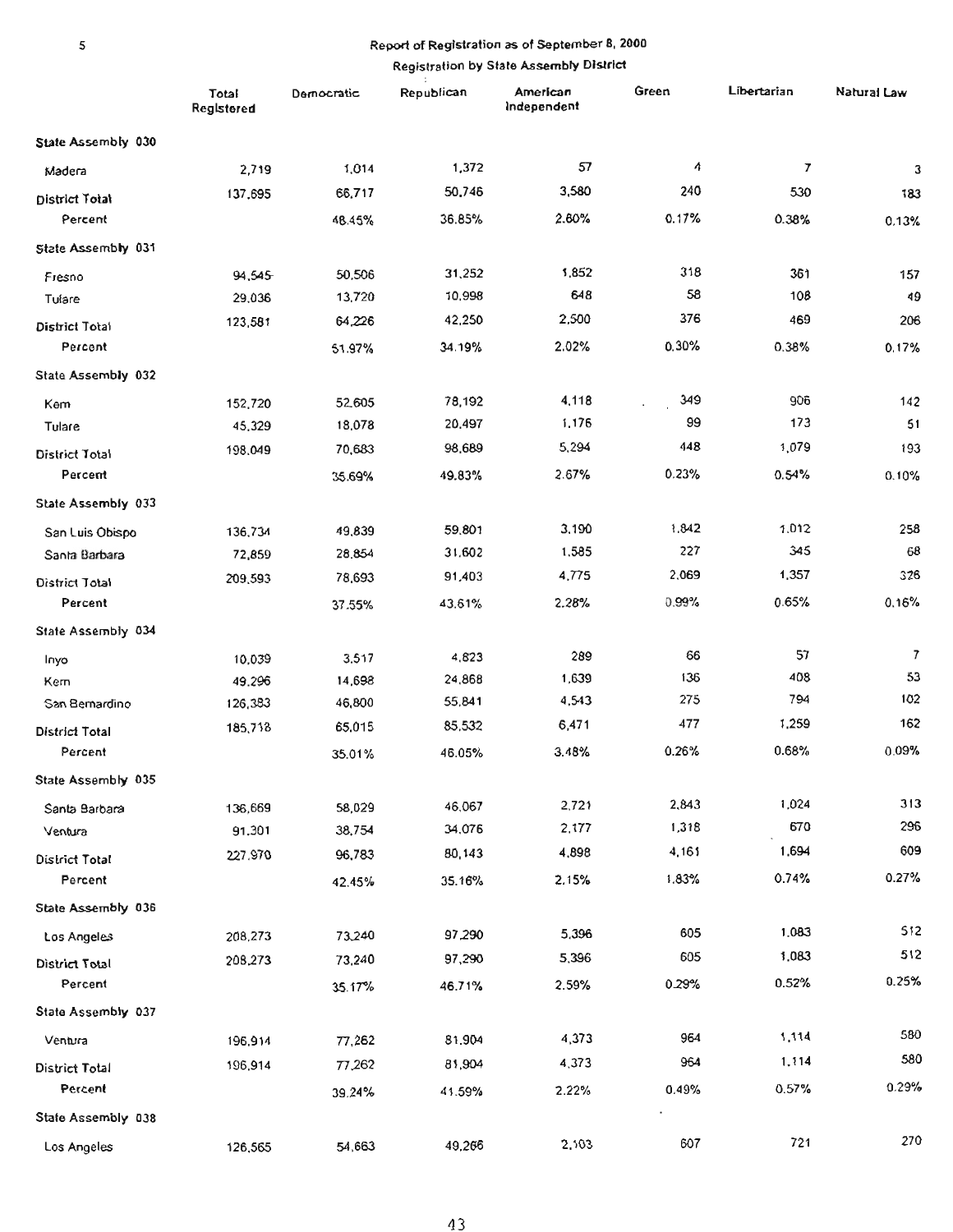# Report of Registration as of September 8, 2000

## Registration by State Assembly District

| | Total Registered | Democratic | Republican | American Independent | Green | Libertarian | Natural Law |
|---|---|---|---|---|---|---|---|
| **State Assembly 030** | | | | | | | |
| Madera | 2,719 | 1,014 | 1,372 | 57 | 4 | 7 | 3 |
| District Total | 137,695 | 66,717 | 50,746 | 3,580 | 240 | 530 | 183 |
| Percent | | 48.45% | 36.85% | 2.60% | 0.17% | 0.38% | 0.13% |
| **State Assembly 031** | | | | | | | |
| Fresno | 94,545 | 50,506 | 31,252 | 1,852 | 318 | 361 | 157 |
| Tulare | 29,036 | 13,720 | 10,998 | 648 | 58 | 108 | 49 |
| District Total | 123,581 | 64,226 | 42,250 | 2,500 | 376 | 469 | 206 |
| Percent | | 51.97% | 34.19% | 2.02% | 0.30% | 0.38% | 0.17% |
| **State Assembly 032** | | | | | | | |
| Kern | 152,720 | 52,605 | 78,192 | 4,118 | 349 | 906 | 142 |
| Tulare | 45,329 | 18,078 | 20,497 | 1,176 | 99 | 173 | 51 |
| District Total | 198,049 | 70,683 | 98,689 | 5,294 | 448 | 1,079 | 193 |
| Percent | | 35.69% | 49.83% | 2.67% | 0.23% | 0.54% | 0.10% |
| **State Assembly 033** | | | | | | | |
| San Luis Obispo | 136,734 | 49,839 | 59,801 | 3,190 | 1,842 | 1,012 | 258 |
| Santa Barbara | 72,859 | 28,854 | 31,602 | 1,585 | 227 | 345 | 68 |
| District Total | 209,593 | 78,693 | 91,403 | 4,775 | 2,069 | 1,357 | 326 |
| Percent | | 37.55% | 43.61% | 2.28% | 0.99% | 0.65% | 0.16% |
| **State Assembly 034** | | | | | | | |
| Inyo | 10,039 | 3,517 | 4,823 | 289 | 66 | 57 | 7 |
| Kern | 49,296 | 14,698 | 24,868 | 1,639 | 136 | 408 | 53 |
| San Bernardino | 126,383 | 46,800 | 55,841 | 4,543 | 275 | 794 | 102 |
| District Total | 185,718 | 65,015 | 85,532 | 6,471 | 477 | 1,259 | 162 |
| Percent | | 35.01% | 46.05% | 3.48% | 0.26% | 0.68% | 0.09% |
| **State Assembly 035** | | | | | | | |
| Santa Barbara | 136,669 | 58,029 | 46,067 | 2,721 | 2,843 | 1,024 | 313 |
| Ventura | 91,301 | 38,754 | 34,076 | 2,177 | 1,318 | 670 | 296 |
| District Total | 227,970 | 96,783 | 80,143 | 4,898 | 4,161 | 1,694 | 609 |
| Percent | | 42.45% | 35.16% | 2.15% | 1.83% | 0.74% | 0.27% |
| **State Assembly 036** | | | | | | | |
| Los Angeles | 208,273 | 73,240 | 97,290 | 5,396 | 605 | 1,083 | 512 |
| District Total | 208,273 | 73,240 | 97,290 | 5,396 | 605 | 1,083 | 512 |
| Percent | | 35.17% | 46.71% | 2.59% | 0.29% | 0.52% | 0.25% |
| **State Assembly 037** | | | | | | | |
| Ventura | 196,914 | 77,262 | 81,904 | 4,373 | 964 | 1,114 | 580 |
| District Total | 196,914 | 77,262 | 81,904 | 4,373 | 964 | 1,114 | 580 |
| Percent | | 39.24% | 41.59% | 2.22% | 0.49% | 0.57% | 0.29% |
| **State Assembly 038** | | | | | | | |
| Los Angeles | 126,565 | 54,663 | 49,266 | 2,103 | 607 | 721 | 270 |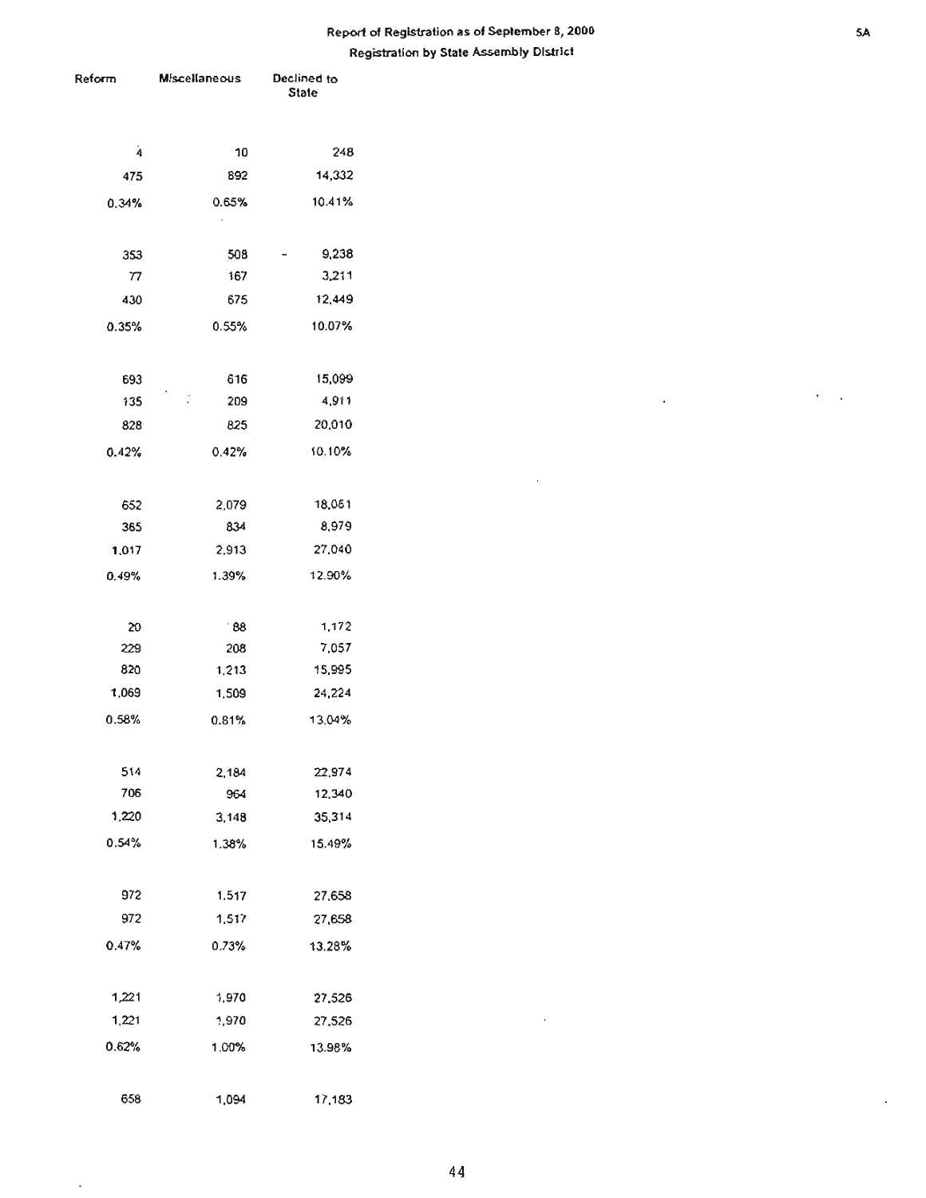# Report of Registration as of September 8, 2000

## Registration by State Assembly District

| Reform | Miscellaneous | Declined to State |
|---|---|---|
| 4 | 10 | 248 |
| 475 | 892 | 14,332 |
| 0.34% | 0.65% | 10.41% |
| | | |
| 353 | 508 | 9,238 |
| 77 | 167 | 3,211 |
| 430 | 675 | 12,449 |
| 0.35% | 0.55% | 10.07% |
| | | |
| 693 | 616 | 15,099 |
| 135 | 209 | 4,911 |
| 828 | 825 | 20,010 |
| 0.42% | 0.42% | 10.10% |
| | | |
| 652 | 2,079 | 18,061 |
| 365 | 834 | 8,979 |
| 1,017 | 2,913 | 27,040 |
| 0.49% | 1.39% | 12.90% |
| | | |
| 20 | 88 | 1,172 |
| 229 | 208 | 7,057 |
| 820 | 1,213 | 15,995 |
| 1,069 | 1,509 | 24,224 |
| 0.58% | 0.81% | 13.04% |
| | | |
| 514 | 2,184 | 22,974 |
| 706 | 964 | 12,340 |
| 1,220 | 3,148 | 35,314 |
| 0.54% | 1.38% | 15.49% |
| | | |
| 972 | 1,517 | 27,658 |
| 972 | 1,517 | 27,658 |
| 0.47% | 0.73% | 13.28% |
| | | |
| 1,221 | 1,970 | 27,526 |
| 1,221 | 1,970 | 27,526 |
| 0.62% | 1.00% | 13.98% |
| | | |
| 658 | 1,094 | 17,183 |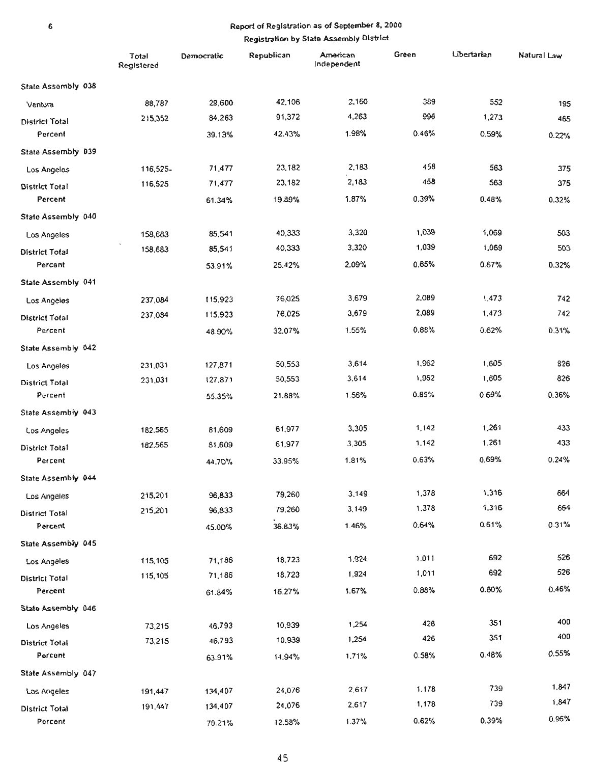## Report of Registration as of September 8, 2000

### Registration by State Assembly District

| | Total Registered | Democratic | Republican | American Independent | Green | Libertarian | Natural Law |
|---|---|---|---|---|---|---|---|
| **State Assembly 038** | | | | | | | |
| Ventura | 88,787 | 29,600 | 42,106 | 2,160 | 389 | 552 | 195 |
| District Total | 215,352 | 84,263 | 91,372 | 4,263 | 996 | 1,273 | 465 |
| Percent | | 39.13% | 42.43% | 1.98% | 0.46% | 0.59% | 0.22% |
| **State Assembly 039** | | | | | | | |
| Los Angeles | 116,525- | 71,477 | 23,182 | 2,183 | 458 | 563 | 375 |
| District Total | 116,525 | 71,477 | 23,182 | 2,183 | 458 | 563 | 375 |
| Percent | | 61.34% | 19.89% | 1.87% | 0.39% | 0.48% | 0.32% |
| **State Assembly 040** | | | | | | | |
| Los Angeles | 158,683 | 85,541 | 40,333 | 3,320 | 1,039 | 1,069 | 503 |
| District Total | 158,683 | 85,541 | 40,333 | 3,320 | 1,039 | 1,069 | 503 |
| Percent | | 53.91% | 25.42% | 2.09% | 0.65% | 0.67% | 0.32% |
| **State Assembly 041** | | | | | | | |
| Los Angeles | 237,084 | 115,923 | 76,025 | 3,679 | 2,089 | 1,473 | 742 |
| District Total | 237,084 | 115,923 | 76,025 | 3,679 | 2,089 | 1,473 | 742 |
| Percent | | 48.90% | 32.07% | 1.55% | 0.88% | 0.62% | 0.31% |
| **State Assembly 042** | | | | | | | |
| Los Angeles | 231,031 | 127,871 | 50,553 | 3,614 | 1,962 | 1,605 | 826 |
| District Total | 231,031 | 127,871 | 50,553 | 3,614 | 1,962 | 1,605 | 826 |
| Percent | | 55.35% | 21.88% | 1.56% | 0.85% | 0.69% | 0.36% |
| **State Assembly 043** | | | | | | | |
| Los Angeles | 182,565 | 81,609 | 61,977 | 3,305 | 1,142 | 1,261 | 433 |
| District Total | 182,565 | 81,609 | 61,977 | 3,305 | 1,142 | 1,261 | 433 |
| Percent | | 44.70% | 33.95% | 1.81% | 0.63% | 0.69% | 0.24% |
| **State Assembly 044** | | | | | | | |
| Los Angeles | 215,201 | 96,833 | 79,260 | 3,149 | 1,378 | 1,316 | 664 |
| District Total | 215,201 | 96,833 | 79,260 | 3,149 | 1,378 | 1,316 | 664 |
| Percent | | 45.00% | 36.83% | 1.46% | 0.64% | 0.61% | 0.31% |
| **State Assembly 045** | | | | | | | |
| Los Angeles | 115,105 | 71,186 | 18,723 | 1,924 | 1,011 | 692 | 526 |
| District Total | 115,105 | 71,186 | 18,723 | 1,924 | 1,011 | 692 | 526 |
| Percent | | 61.84% | 16.27% | 1.67% | 0.88% | 0.60% | 0.46% |
| **State Assembly 046** | | | | | | | |
| Los Angeles | 73,215 | 46,793 | 10,939 | 1,254 | 426 | 351 | 400 |
| District Total | 73,215 | 46,793 | 10,939 | 1,254 | 426 | 351 | 400 |
| Percent | | 63.91% | 14.94% | 1.71% | 0.58% | 0.48% | 0.55% |
| **State Assembly 047** | | | | | | | |
| Los Angeles | 191,447 | 134,407 | 24,076 | 2,617 | 1,178 | 739 | 1,847 |
| District Total | 191,447 | 134,407 | 24,076 | 2,617 | 1,178 | 739 | 1,847 |
| Percent | | 70.21% | 12.58% | 1.37% | 0.62% | 0.39% | 0.96% |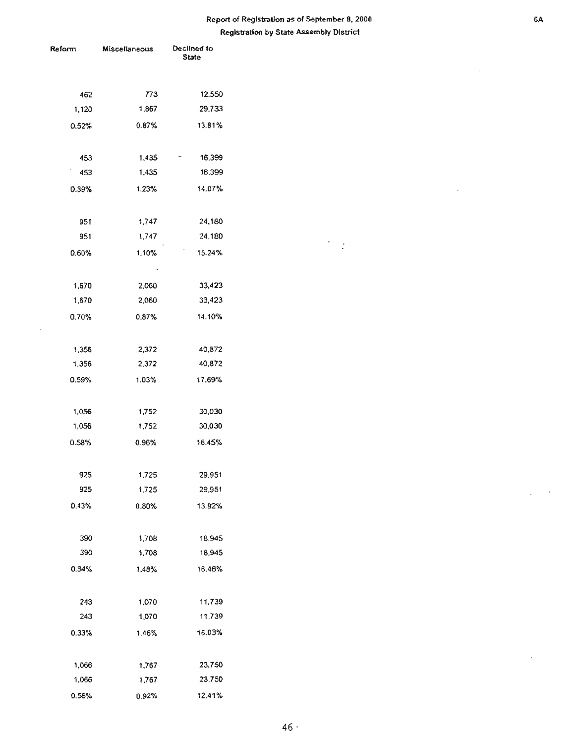Report of Registration as of September 8, 2000

Registration by State Assembly District

| Reform | Miscellaneous | Declined to State |
|---|---|---|
| 462 | 773 | 12,550 |
| 1,120 | 1,867 | 29,733 |
| 0.52% | 0.87% | 13.81% |
| | | |
| 453 | 1,435 | 16,399 |
| 453 | 1,435 | 16,399 |
| 0.39% | 1.23% | 14.07% |
| | | |
| 951 | 1,747 | 24,180 |
| 951 | 1,747 | 24,180 |
| 0.60% | 1.10% | 15.24% |
| | | |
| 1,670 | 2,060 | 33,423 |
| 1,670 | 2,060 | 33,423 |
| 0.70% | 0.87% | 14.10% |
| | | |
| 1,356 | 2,372 | 40,872 |
| 1,356 | 2,372 | 40,872 |
| 0.59% | 1.03% | 17.69% |
| | | |
| 1,056 | 1,752 | 30,030 |
| 1,056 | 1,752 | 30,030 |
| 0.58% | 0.96% | 16.45% |
| | | |
| 925 | 1,725 | 29,951 |
| 925 | 1,725 | 29,951 |
| 0.43% | 0.80% | 13.92% |
| | | |
| 390 | 1,708 | 18,945 |
| 390 | 1,708 | 18,945 |
| 0.34% | 1.48% | 16.46% |
| | | |
| 243 | 1,070 | 11,739 |
| 243 | 1,070 | 11,739 |
| 0.33% | 1.46% | 16.03% |
| | | |
| 1,066 | 1,767 | 23,750 |
| 1,066 | 1,767 | 23,750 |
| 0.56% | 0.92% | 12.41% |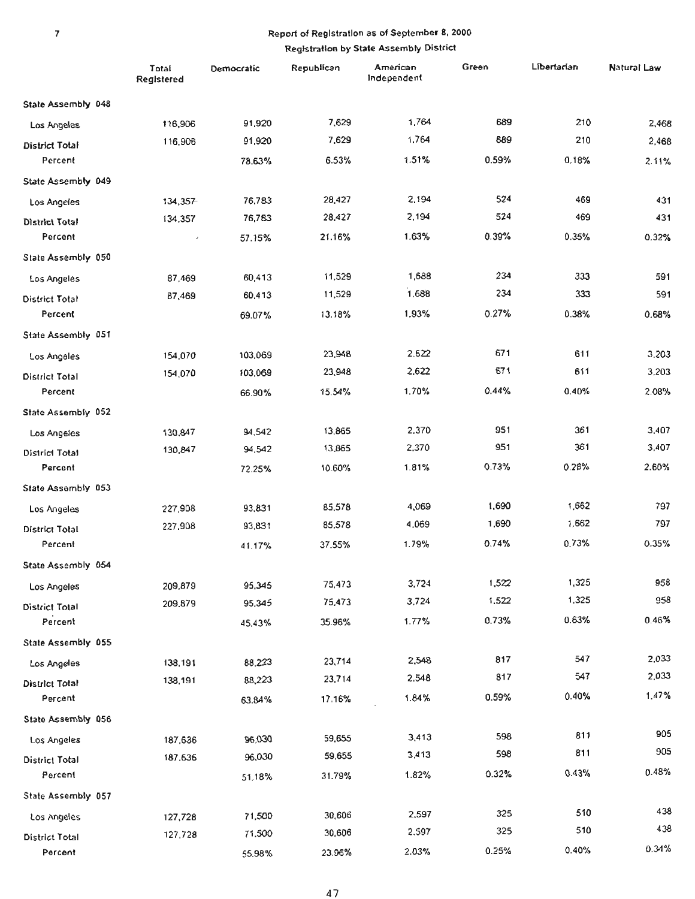# Report of Registration as of September 8, 2000

## Registration by State Assembly District

| | Total Registered | Democratic | Republican | American Independent | Green | Libertarian | Natural Law |
|---|---|---|---|---|---|---|---|
| **State Assembly 048** | | | | | | | |
| Los Angeles | 116,906 | 91,920 | 7,629 | 1,764 | 689 | 210 | 2,468 |
| **District Total** | 116,906 | 91,920 | 7,629 | 1,764 | 689 | 210 | 2,468 |
| Percent | | 78.63% | 6.53% | 1.51% | 0.59% | 0.18% | 2.11% |
| **State Assembly 049** | | | | | | | |
| Los Angeles | 134,357 | 76,783 | 28,427 | 2,194 | 524 | 469 | 431 |
| **District Total** | 134,357 | 76,783 | 28,427 | 2,194 | 524 | 469 | 431 |
| Percent | | 57.15% | 21.16% | 1.63% | 0.39% | 0.35% | 0.32% |
| **State Assembly 050** | | | | | | | |
| Los Angeles | 87,469 | 60,413 | 11,529 | 1,688 | 234 | 333 | 591 |
| **District Total** | 87,469 | 60,413 | 11,529 | 1,688 | 234 | 333 | 591 |
| Percent | | 69.07% | 13.18% | 1.93% | 0.27% | 0.38% | 0.68% |
| **State Assembly 051** | | | | | | | |
| Los Angeles | 154,070 | 103,069 | 23,948 | 2,622 | 671 | 611 | 3,203 |
| **District Total** | 154,070 | 103,069 | 23,948 | 2,622 | 671 | 611 | 3,203 |
| Percent | | 66.90% | 15.54% | 1.70% | 0.44% | 0.40% | 2.08% |
| **State Assembly 052** | | | | | | | |
| Los Angeles | 130,847 | 94,542 | 13,865 | 2,370 | 951 | 361 | 3,407 |
| **District Total** | 130,847 | 94,542 | 13,865 | 2,370 | 951 | 361 | 3,407 |
| Percent | | 72.25% | 10.60% | 1.81% | 0.73% | 0.28% | 2.60% |
| **State Assembly 053** | | | | | | | |
| Los Angeles | 227,908 | 93,831 | 85,578 | 4,069 | 1,690 | 1,662 | 797 |
| **District Total** | 227,908 | 93,831 | 85,578 | 4,069 | 1,690 | 1,662 | 797 |
| Percent | | 41.17% | 37.55% | 1.79% | 0.74% | 0.73% | 0.35% |
| **State Assembly 054** | | | | | | | |
| Los Angeles | 209,879 | 95,345 | 75,473 | 3,724 | 1,522 | 1,325 | 958 |
| **District Total** | 209,879 | 95,345 | 75,473 | 3,724 | 1,522 | 1,325 | 958 |
| Percent | | 45.43% | 35.96% | 1.77% | 0.73% | 0.63% | 0.46% |
| **State Assembly 055** | | | | | | | |
| Los Angeles | 138,191 | 88,223 | 23,714 | 2,548 | 817 | 547 | 2,033 |
| **District Total** | 138,191 | 88,223 | 23,714 | 2,548 | 817 | 547 | 2,033 |
| Percent | | 63.84% | 17.16% | 1.84% | 0.59% | 0.40% | 1.47% |
| **State Assembly 056** | | | | | | | |
| Los Angeles | 187,636 | 96,030 | 59,655 | 3,413 | 598 | 811 | 905 |
| **District Total** | 187,636 | 96,030 | 59,655 | 3,413 | 598 | 811 | 905 |
| Percent | | 51.18% | 31.79% | 1.82% | 0.32% | 0.43% | 0.48% |
| **State Assembly 057** | | | | | | | |
| Los Angeles | 127,728 | 71,500 | 30,606 | 2,597 | 325 | 510 | 438 |
| **District Total** | 127,728 | 71,500 | 30,606 | 2,597 | 325 | 510 | 438 |
| Percent | | 55.98% | 23.96% | 2.03% | 0.25% | 0.40% | 0.34% |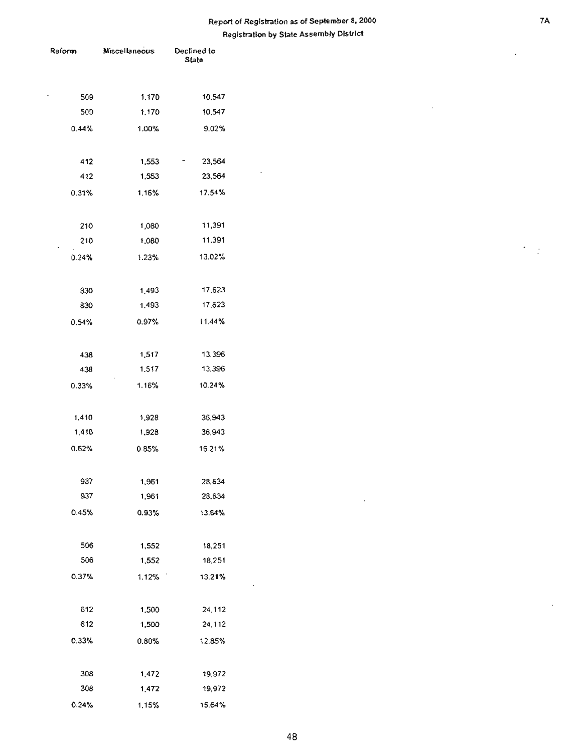# Report of Registration as of September 8, 2000

## Registration by State Assembly District

| Reform | Miscellaneous | Declined to State |
|---|---|---|
| 509 | 1,170 | 10,547 |
| 509 | 1,170 | 10,547 |
| 0.44% | 1.00% | 9.02% |
| 412 | 1,553 | 23,564 |
| 412 | 1,553 | 23,564 |
| 0.31% | 1.16% | 17.54% |
| 210 | 1,080 | 11,391 |
| 210 | 1,080 | 11,391 |
| 0.24% | 1.23% | 13.02% |
| 830 | 1,493 | 17,623 |
| 830 | 1,493 | 17,623 |
| 0.54% | 0.97% | 11.44% |
| 438 | 1,517 | 13,396 |
| 438 | 1,517 | 13,396 |
| 0.33% | 1.16% | 10.24% |
| 1,410 | 1,928 | 36,943 |
| 1,410 | 1,928 | 36,943 |
| 0.62% | 0.85% | 16.21% |
| 937 | 1,961 | 28,634 |
| 937 | 1,961 | 28,634 |
| 0.45% | 0.93% | 13.64% |
| 506 | 1,552 | 18,251 |
| 506 | 1,552 | 18,251 |
| 0.37% | 1.12% | 13.21% |
| 612 | 1,500 | 24,112 |
| 612 | 1,500 | 24,112 |
| 0.33% | 0.80% | 12.85% |
| 308 | 1,472 | 19,972 |
| 308 | 1,472 | 19,972 |
| 0.24% | 1.15% | 15.64% |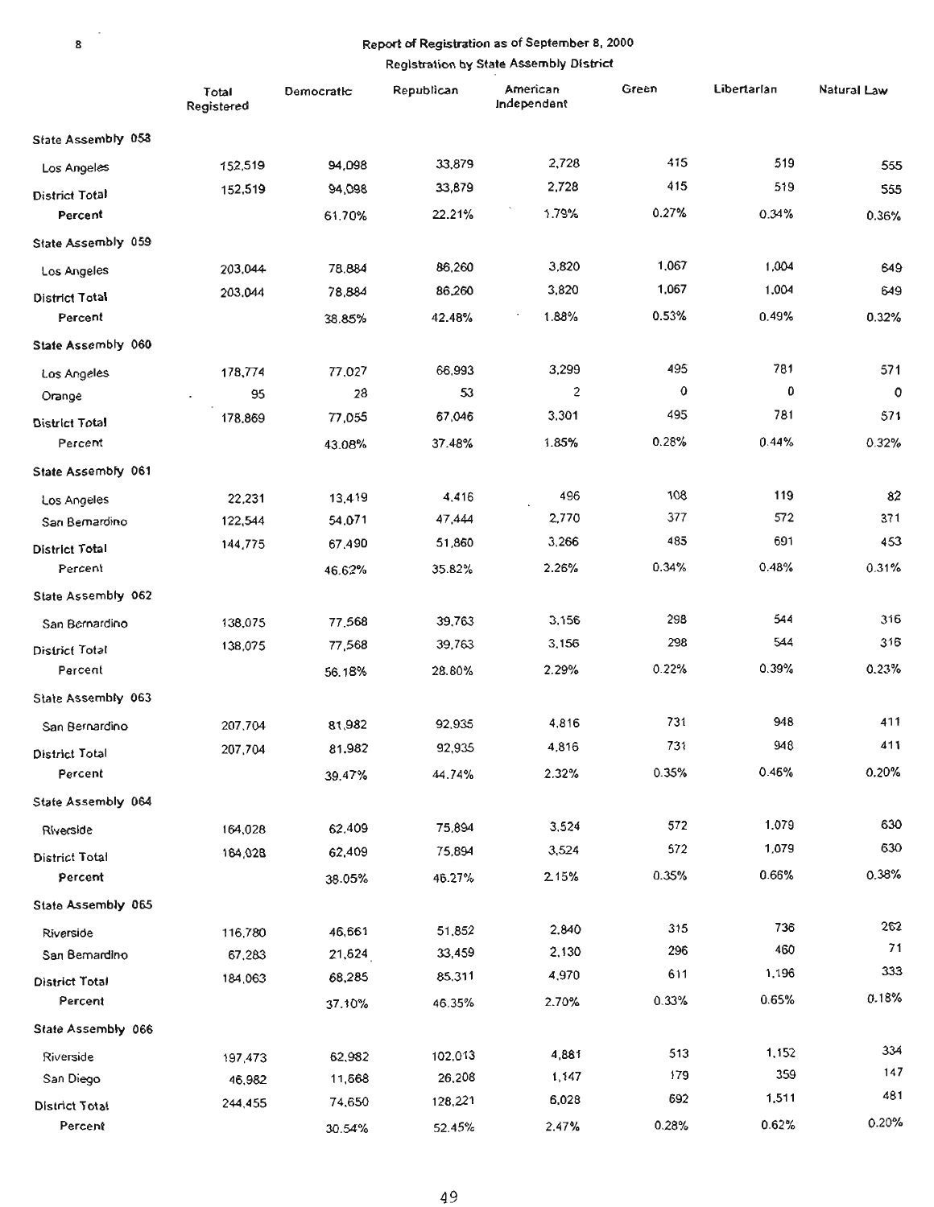## Report of Registration as of September 8, 2000

### Registration by State Assembly District

| | Total Registered | Democratic | Republican | American Independent | Green | Libertarian | Natural Law |
|---|---|---|---|---|---|---|---|
| **State Assembly 058** | | | | | | | |
| Los Angeles | 152,519 | 94,098 | 33,879 | 2,728 | 415 | 519 | 555 |
| District Total | 152,519 | 94,098 | 33,879 | 2,728 | 415 | 519 | 555 |
| Percent | | 61.70% | 22.21% | 1.79% | 0.27% | 0.34% | 0.36% |
| **State Assembly 059** | | | | | | | |
| Los Angeles | 203,044 | 78,884 | 86,260 | 3,820 | 1,067 | 1,004 | 649 |
| District Total | 203,044 | 78,884 | 86,260 | 3,820 | 1,067 | 1,004 | 649 |
| Percent | | 38.85% | 42.48% | 1.88% | 0.53% | 0.49% | 0.32% |
| **State Assembly 060** | | | | | | | |
| Los Angeles | 178,774 | 77,027 | 66,993 | 3,299 | 495 | 781 | 571 |
| Orange | 95 | 28 | 53 | 2 | 0 | 0 | 0 |
| District Total | 178,869 | 77,055 | 67,046 | 3,301 | 495 | 781 | 571 |
| Percent | | 43.08% | 37.48% | 1.85% | 0.28% | 0.44% | 0.32% |
| **State Assembly 061** | | | | | | | |
| Los Angeles | 22,231 | 13,419 | 4,416 | 496 | 108 | 119 | 82 |
| San Bernardino | 122,544 | 54,071 | 47,444 | 2,770 | 377 | 572 | 371 |
| District Total | 144,775 | 67,490 | 51,860 | 3,266 | 485 | 691 | 453 |
| Percent | | 46.62% | 35.82% | 2.26% | 0.34% | 0.48% | 0.31% |
| **State Assembly 062** | | | | | | | |
| San Bernardino | 138,075 | 77,568 | 39,763 | 3,156 | 298 | 544 | 316 |
| District Total | 138,075 | 77,568 | 39,763 | 3,156 | 298 | 544 | 316 |
| Percent | | 56.18% | 28.80% | 2.29% | 0.22% | 0.39% | 0.23% |
| **State Assembly 063** | | | | | | | |
| San Bernardino | 207,704 | 81,982 | 92,935 | 4,816 | 731 | 948 | 411 |
| District Total | 207,704 | 81,982 | 92,935 | 4,816 | 731 | 948 | 411 |
| Percent | | 39.47% | 44.74% | 2.32% | 0.35% | 0.46% | 0.20% |
| **State Assembly 064** | | | | | | | |
| Riverside | 164,028 | 62,409 | 75,894 | 3,524 | 572 | 1,079 | 630 |
| District Total | 164,028 | 62,409 | 75,894 | 3,524 | 572 | 1,079 | 630 |
| Percent | | 38.05% | 46.27% | 2.15% | 0.35% | 0.66% | 0.38% |
| **State Assembly 065** | | | | | | | |
| Riverside | 116,780 | 46,661 | 51,852 | 2,840 | 315 | 736 | 262 |
| San Bernardino | 67,283 | 21,624 | 33,459 | 2,130 | 296 | 460 | 71 |
| District Total | 184,063 | 68,285 | 85,311 | 4,970 | 611 | 1,196 | 333 |
| Percent | | 37.10% | 46.35% | 2.70% | 0.33% | 0.65% | 0.18% |
| **State Assembly 066** | | | | | | | |
| Riverside | 197,473 | 62,982 | 102,013 | 4,881 | 513 | 1,152 | 334 |
| San Diego | 46,982 | 11,668 | 26,208 | 1,147 | 179 | 359 | 147 |
| District Total | 244,455 | 74,650 | 128,221 | 6,028 | 692 | 1,511 | 481 |
| Percent | | 30.54% | 52.45% | 2.47% | 0.28% | 0.62% | 0.20% |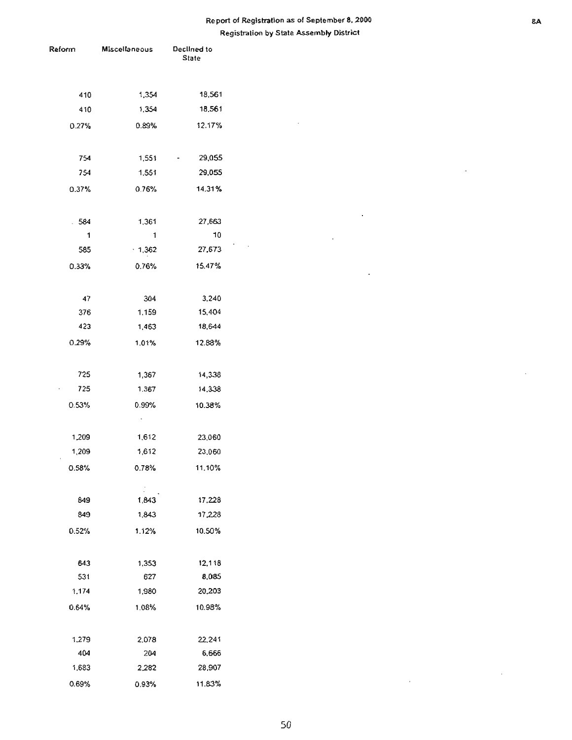Report of Registration as of September 8, 2000

Registration by State Assembly District

| Reform | Miscellaneous | Declined to State |
|---|---|---|
| 410 | 1,354 | 18,561 |
| 410 | 1,354 | 18,561 |
| 0.27% | 0.89% | 12.17% |
| | | |
| 754 | 1,551 | 29,055 |
| 754 | 1,551 | 29,055 |
| 0.37% | 0.76% | 14.31% |
| | | |
| 584 | 1,361 | 27,663 |
| 1 | 1 | 10 |
| 585 | 1,362 | 27,673 |
| 0.33% | 0.76% | 15.47% |
| | | |
| 47 | 304 | 3,240 |
| 376 | 1,159 | 15,404 |
| 423 | 1,463 | 18,644 |
| 0.29% | 1.01% | 12.88% |
| | | |
| 725 | 1,367 | 14,338 |
| 725 | 1,367 | 14,338 |
| 0.53% | 0.99% | 10.38% |
| | | |
| 1,209 | 1,612 | 23,060 |
| 1,209 | 1,612 | 23,060 |
| 0.58% | 0.78% | 11.10% |
| | | |
| 849 | 1,843 | 17,228 |
| 849 | 1,843 | 17,228 |
| 0.52% | 1.12% | 10.50% |
| | | |
| 643 | 1,353 | 12,118 |
| 531 | 627 | 8,085 |
| 1,174 | 1,980 | 20,203 |
| 0.64% | 1.08% | 10.98% |
| | | |
| 1,279 | 2,078 | 22,241 |
| 404 | 204 | 6,666 |
| 1,683 | 2,282 | 28,907 |
| 0.69% | 0.93% | 11.83% |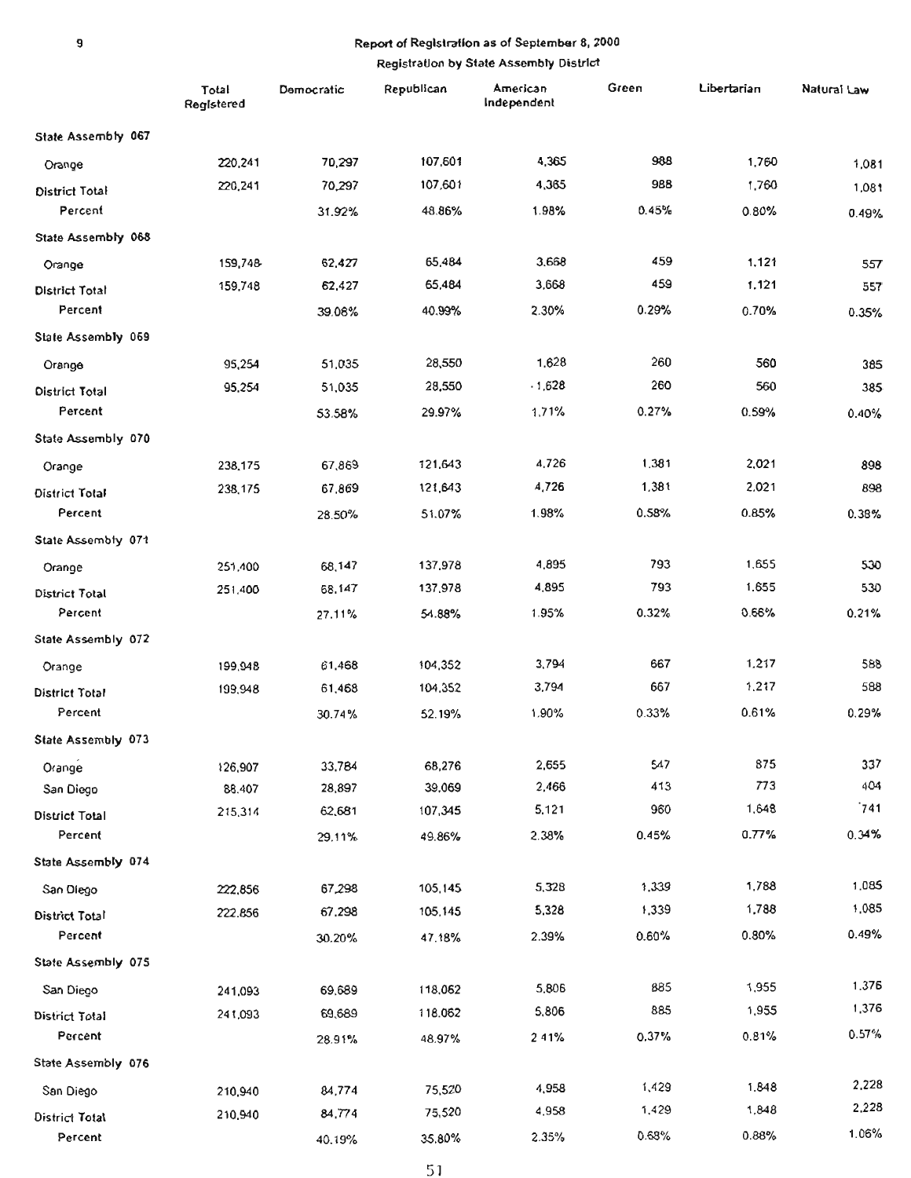# Report of Registration as of September 8, 2000

## Registration by State Assembly District

| | Total Registered | Democratic | Republican | American Independent | Green | Libertarian | Natural Law |
|---|---|---|---|---|---|---|---|
| **State Assembly 067** | | | | | | | |
| Orange | 220,241 | 70,297 | 107,601 | 4,365 | 988 | 1,760 | 1,081 |
| District Total | 220,241 | 70,297 | 107,601 | 4,365 | 988 | 1,760 | 1,081 |
| Percent | | 31.92% | 48.86% | 1.98% | 0.45% | 0.80% | 0.49% |
| **State Assembly 068** | | | | | | | |
| Orange | 159,748 | 62,427 | 65,484 | 3,668 | 459 | 1,121 | 557 |
| District Total | 159,748 | 62,427 | 65,484 | 3,668 | 459 | 1,121 | 557 |
| Percent | | 39.08% | 40.99% | 2.30% | 0.29% | 0.70% | 0.35% |
| **State Assembly 069** | | | | | | | |
| Orange | 95,254 | 51,035 | 28,550 | 1,628 | 260 | 560 | 385 |
| District Total | 95,254 | 51,035 | 28,550 | 1,628 | 260 | 560 | 385 |
| Percent | | 53.58% | 29.97% | 1.71% | 0.27% | 0.59% | 0.40% |
| **State Assembly 070** | | | | | | | |
| Orange | 238,175 | 67,869 | 121,643 | 4,726 | 1,381 | 2,021 | 898 |
| District Total | 238,175 | 67,869 | 121,643 | 4,726 | 1,381 | 2,021 | 898 |
| Percent | | 28.50% | 51.07% | 1.98% | 0.58% | 0.85% | 0.38% |
| **State Assembly 071** | | | | | | | |
| Orange | 251,400 | 68,147 | 137,978 | 4,895 | 793 | 1,655 | 530 |
| District Total | 251,400 | 68,147 | 137,978 | 4,895 | 793 | 1,655 | 530 |
| Percent | | 27.11% | 54.88% | 1.95% | 0.32% | 0.66% | 0.21% |
| **State Assembly 072** | | | | | | | |
| Orange | 199,948 | 61,468 | 104,352 | 3,794 | 667 | 1,217 | 588 |
| District Total | 199,948 | 61,468 | 104,352 | 3,794 | 667 | 1,217 | 588 |
| Percent | | 30.74% | 52.19% | 1.90% | 0.33% | 0.61% | 0.29% |
| **State Assembly 073** | | | | | | | |
| Orange | 126,907 | 33,784 | 68,276 | 2,655 | 547 | 875 | 337 |
| San Diego | 88,407 | 28,897 | 39,069 | 2,466 | 413 | 773 | 404 |
| District Total | 215,314 | 62,681 | 107,345 | 5,121 | 960 | 1,648 | 741 |
| Percent | | 29.11% | 49.86% | 2.38% | 0.45% | 0.77% | 0.34% |
| **State Assembly 074** | | | | | | | |
| San Diego | 222,856 | 67,298 | 105,145 | 5,328 | 1,339 | 1,788 | 1,085 |
| District Total | 222,856 | 67,298 | 105,145 | 5,328 | 1,339 | 1,788 | 1,085 |
| Percent | | 30.20% | 47.18% | 2.39% | 0.60% | 0.80% | 0.49% |
| **State Assembly 075** | | | | | | | |
| San Diego | 241,093 | 69,689 | 118,062 | 5,806 | 885 | 1,955 | 1,376 |
| District Total | 241,093 | 69,689 | 118,062 | 5,806 | 885 | 1,955 | 1,376 |
| Percent | | 28.91% | 48.97% | 2.41% | 0.37% | 0.81% | 0.57% |
| **State Assembly 076** | | | | | | | |
| San Diego | 210,940 | 84,774 | 75,520 | 4,958 | 1,429 | 1,848 | 2,228 |
| District Total | 210,940 | 84,774 | 75,520 | 4,958 | 1,429 | 1,848 | 2,228 |
| Percent | | 40.19% | 35.80% | 2.35% | 0.68% | 0.88% | 1.06% |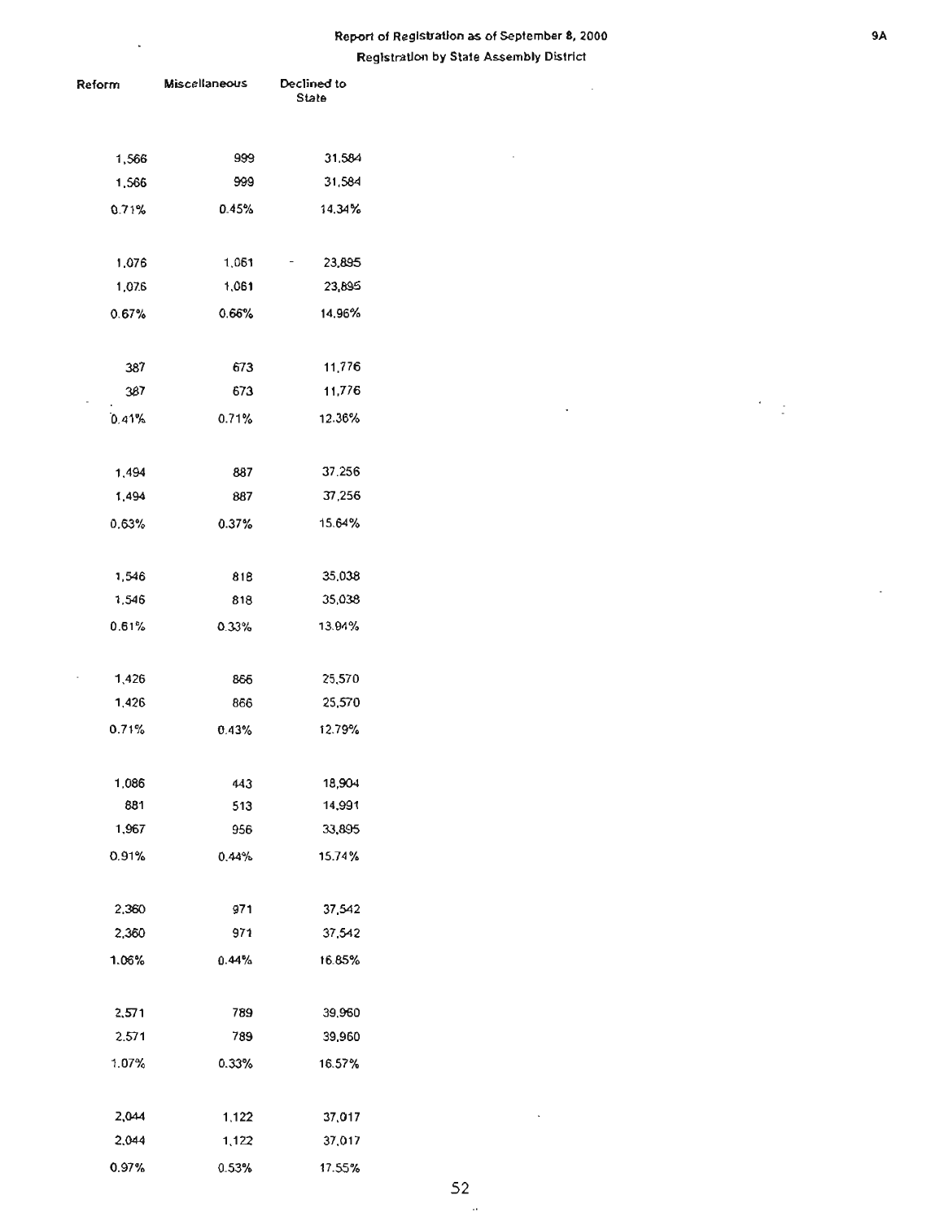Report of Registration as of September 8, 2000

Registration by State Assembly District

| Reform | Miscellaneous | Declined to State |
|---|---|---|
| 1,566 | 999 | 31,584 |
| 1,566 | 999 | 31,584 |
| 0.71% | 0.45% | 14.34% |
| | | |
| 1,076 | 1,061 | 23,895 |
| 1,076 | 1,061 | 23,895 |
| 0.67% | 0.66% | 14.96% |
| | | |
| 387 | 673 | 11,776 |
| 387 | 673 | 11,776 |
| 0.41% | 0.71% | 12.36% |
| | | |
| 1,494 | 887 | 37,256 |
| 1,494 | 887 | 37,256 |
| 0.63% | 0.37% | 15.64% |
| | | |
| 1,546 | 818 | 35,038 |
| 1,546 | 818 | 35,038 |
| 0.61% | 0.33% | 13.94% |
| | | |
| 1,426 | 866 | 25,570 |
| 1,426 | 866 | 25,570 |
| 0.71% | 0.43% | 12.79% |
| | | |
| 1,086 | 443 | 18,904 |
| 881 | 513 | 14,991 |
| 1,967 | 956 | 33,895 |
| 0.91% | 0.44% | 15.74% |
| | | |
| 2,360 | 971 | 37,542 |
| 2,360 | 971 | 37,542 |
| 1.06% | 0.44% | 16.85% |
| | | |
| 2,571 | 789 | 39,960 |
| 2,571 | 789 | 39,960 |
| 1.07% | 0.33% | 16.57% |
| | | |
| 2,044 | 1,122 | 37,017 |
| 2,044 | 1,122 | 37,017 |
| 0.97% | 0.53% | 17.55% |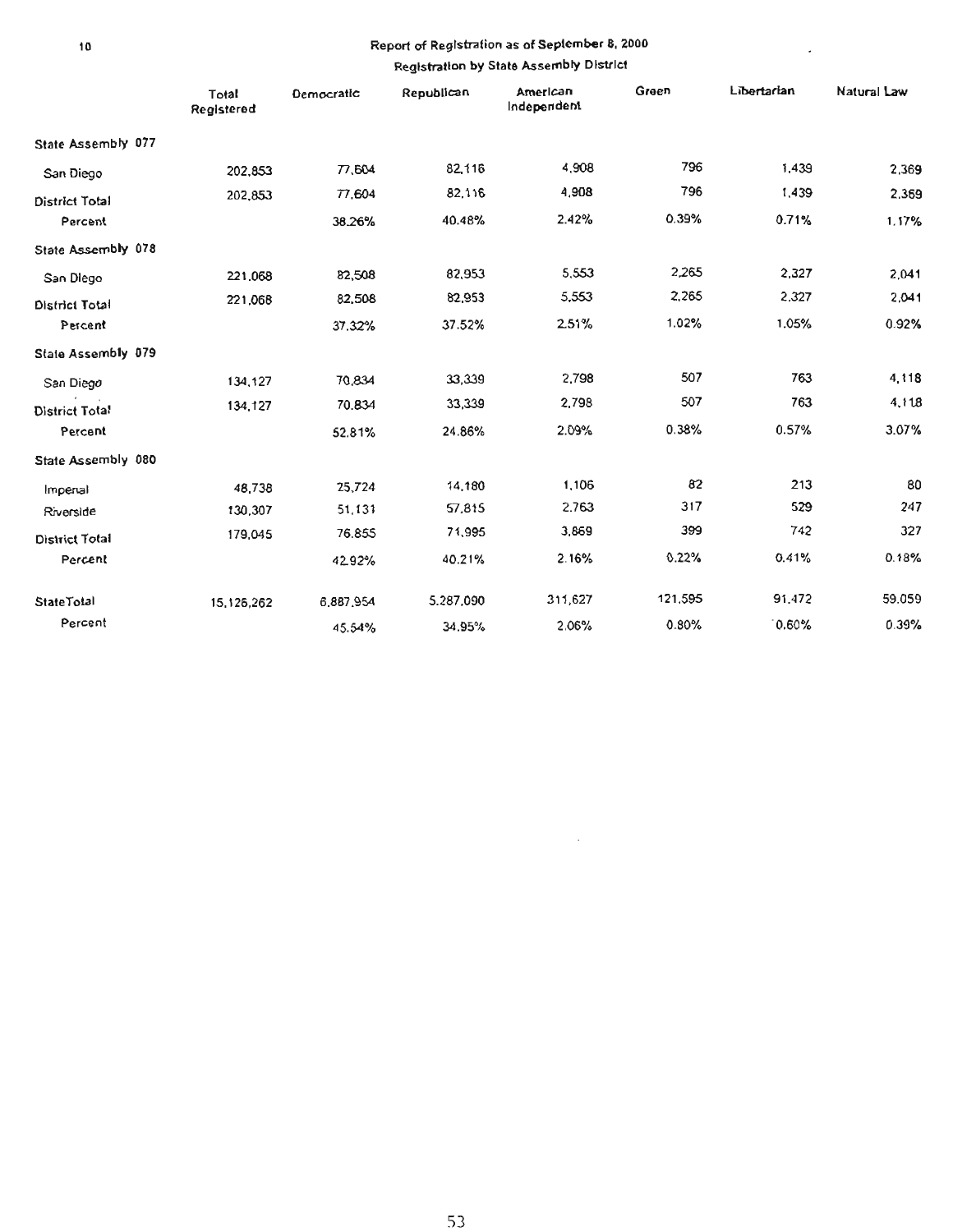Report of Registration as of September 8, 2000

Registration by State Assembly District

| | Total Registered | Democratic | Republican | American Independent | Green | Libertarian | Natural Law |
|---|---|---|---|---|---|---|---|
| **State Assembly 077** | | | | | | | |
| San Diego | 202,853 | 77,604 | 82,116 | 4,908 | 796 | 1,439 | 2,369 |
| District Total | 202,853 | 77,604 | 82,116 | 4,908 | 796 | 1,439 | 2,369 |
| Percent | | 38.26% | 40.48% | 2.42% | 0.39% | 0.71% | 1.17% |
| **State Assembly 078** | | | | | | | |
| San Diego | 221,068 | 82,508 | 82,953 | 5,553 | 2,265 | 2,327 | 2,041 |
| District Total | 221,068 | 82,508 | 82,953 | 5,553 | 2,265 | 2,327 | 2,041 |
| Percent | | 37.32% | 37.52% | 2.51% | 1.02% | 1.05% | 0.92% |
| **State Assembly 079** | | | | | | | |
| San Diego | 134,127 | 70,834 | 33,339 | 2,798 | 507 | 763 | 4,118 |
| District Total | 134,127 | 70,834 | 33,339 | 2,798 | 507 | 763 | 4,118 |
| Percent | | 52.81% | 24.86% | 2.09% | 0.38% | 0.57% | 3.07% |
| **State Assembly 080** | | | | | | | |
| Imperial | 48,738 | 25,724 | 14,180 | 1,106 | 82 | 213 | 80 |
| Riverside | 130,307 | 51,131 | 57,815 | 2,763 | 317 | 529 | 247 |
| District Total | 179,045 | 76,855 | 71,995 | 3,869 | 399 | 742 | 327 |
| Percent | | 42.92% | 40.21% | 2.16% | 0.22% | 0.41% | 0.18% |
| StateTotal | 15,126,262 | 6,887,954 | 5,287,090 | 311,627 | 121,595 | 91,472 | 59,059 |
| Percent | | 45.54% | 34.95% | 2.06% | 0.80% | 0.60% | 0.39% |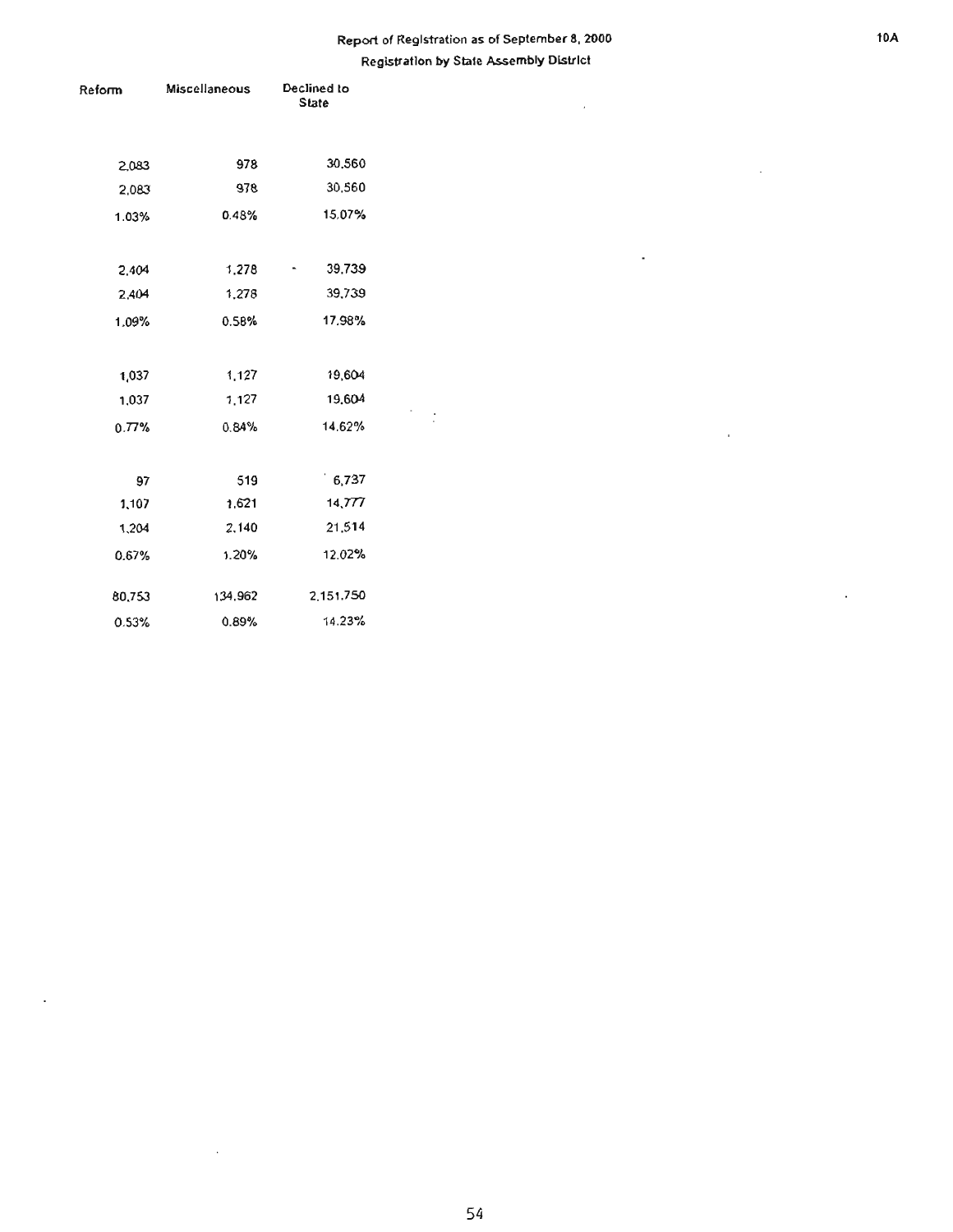Report of Registration as of September 8, 2000

Registration by State Assembly District

| Reform | Miscellaneous | Declined to State |
|---|---|---|
| 2,083 | 978 | 30,560 |
| 2,083 | 978 | 30,560 |
| 1.03% | 0.48% | 15.07% |
| 2,404 | 1,278 | 39,739 |
| 2,404 | 1,278 | 39,739 |
| 1.09% | 0.58% | 17.98% |
| 1,037 | 1,127 | 19,604 |
| 1,037 | 1,127 | 19,604 |
| 0.77% | 0.84% | 14.62% |
| 97 | 519 | 6,737 |
| 1,107 | 1,621 | 14,777 |
| 1,204 | 2,140 | 21,514 |
| 0.67% | 1.20% | 12.02% |
| 80,753 | 134,962 | 2,151,750 |
| 0.53% | 0.89% | 14.23% |